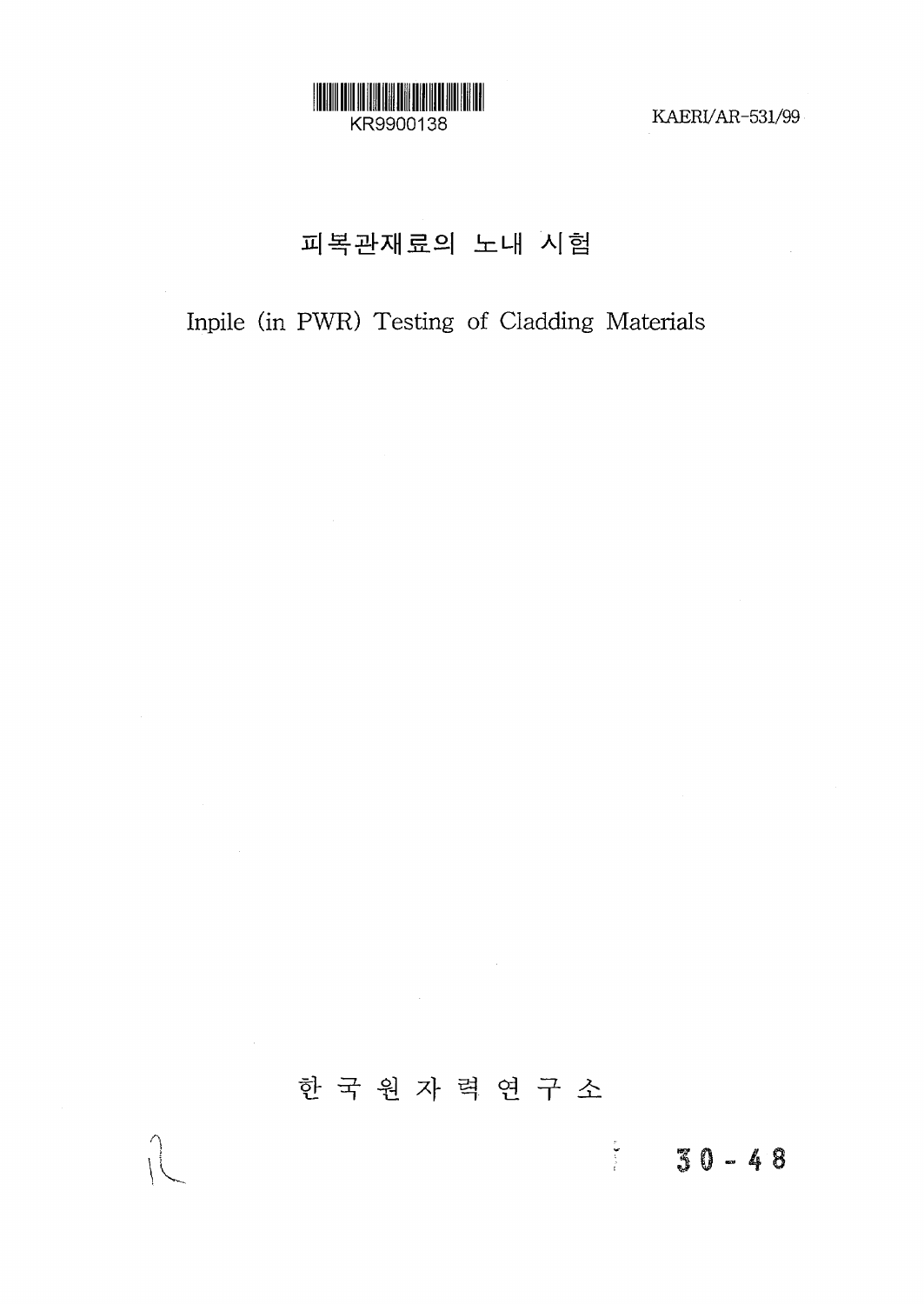KR9900138

KAERI/AR-531/99

# 피복관재료의 노내 시험

# Inpile (in PWR) Testing of Cladding Materials

한 국 원 자 력 연 구 소

30 - 48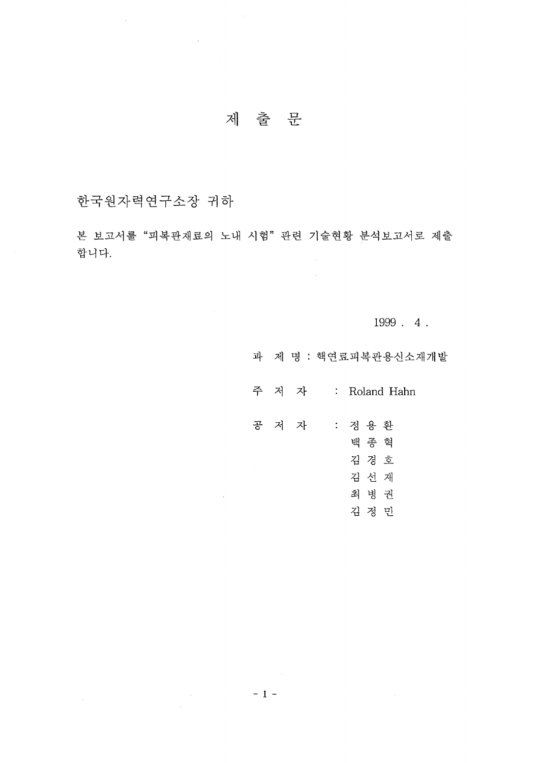# 제 출 문

한국원자력연구소장 귀하

본 보고서를 "피복관재료의 노내 시험" 관련 기술현황 분석보고서로 제출합니다.

1999 . 4 .

과 제 명 : 핵연료피복관용신소재개발

주 저 자 : Roland Hahn

공 저 자 : 정 용 환
백 종 혁
김 경 호
김 선 재
최 병 권
김 정 민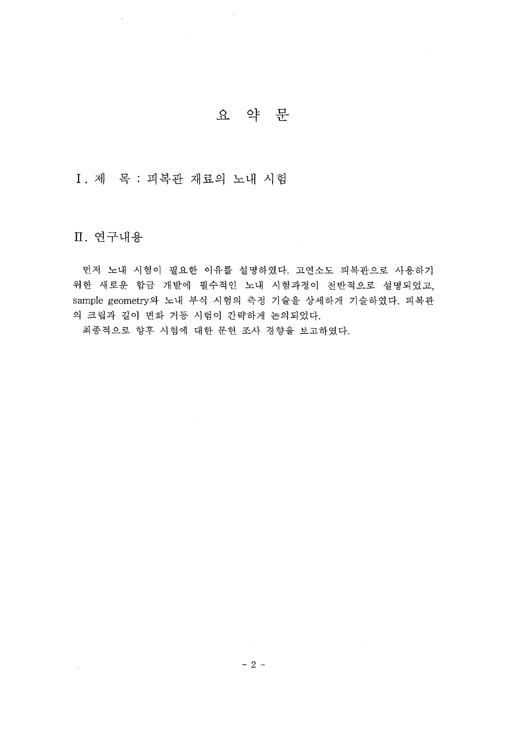# 요 약 문

## I. 제 목 : 피복관 재료의 노내 시험

## II. 연구내용

먼저 노내 시험이 필요한 이유를 설명하였다. 고연소도 피복관으로 사용하기 위한 새로운 합금 개발에 필수적인 노내 시험과정이 전반적으로 설명되었고, sample geometry와 노내 부식 시험의 측정 기술을 상세하게 기술하였다. 피복관의 크립과 길이 변화 거동 시험이 간략하게 논의되었다.

최종적으로 향후 시험에 대한 문헌 조사 경향을 보고하였다.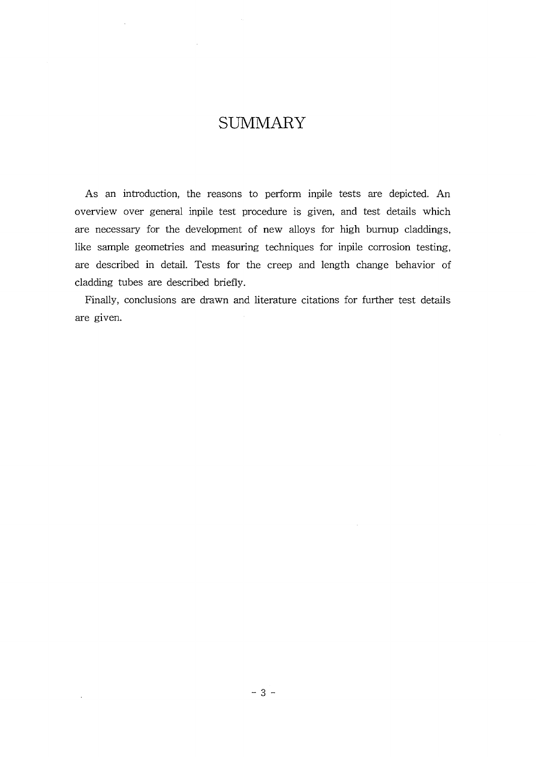# SUMMARY

As an introduction, the reasons to perform inpile tests are depicted. An overview over general inpile test procedure is given, and test details which are necessary for the development of new alloys for high burnup claddings, like sample geometries and measuring techniques for inpile corrosion testing, are described in detail. Tests for the creep and length change behavior of cladding tubes are described briefly.

Finally, conclusions are drawn and literature citations for further test details are given.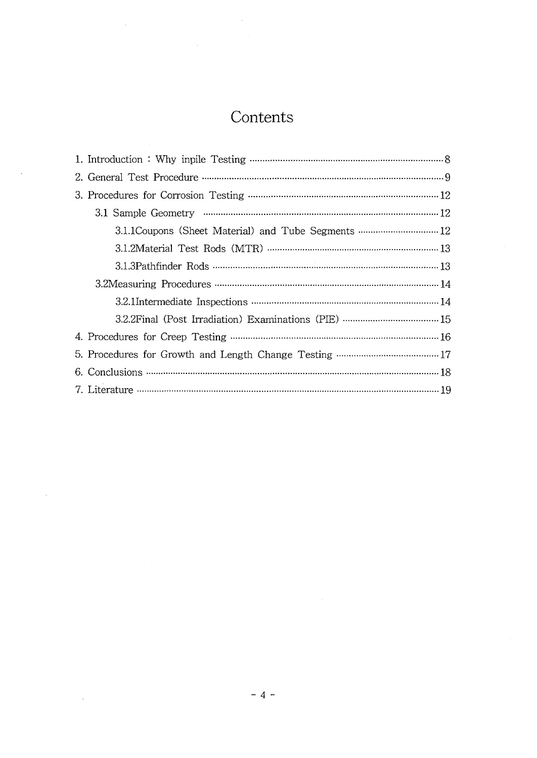# Contents

1. Introduction : Why inpile Testing ........ 8
2. General Test Procedure ........ 9
3. Procedures for Corrosion Testing ........ 12
   - 3.1 Sample Geometry ........ 12
     - 3.1.1Coupons (Sheet Material) and Tube Segments ........ 12
     - 3.1.2Material Test Rods (MTR) ........ 13
     - 3.1.3Pathfinder Rods ........ 13
   - 3.2Measuring Procedures ........ 14
     - 3.2.1Intermediate Inspections ........ 14
     - 3.2.2Final (Post Irradiation) Examinations (PIE) ........ 15
4. Procedures for Creep Testing ........ 16
5. Procedures for Growth and Length Change Testing ........ 17
6. Conclusions ........ 18
7. Literature ........ 19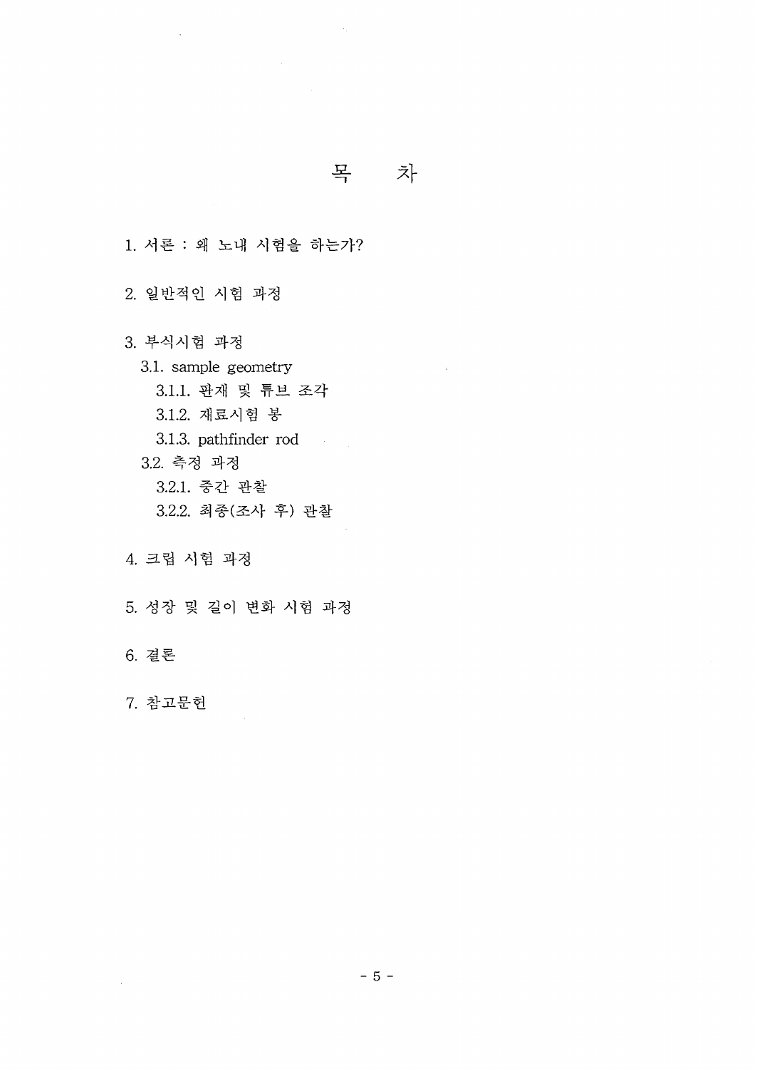# 목 차

1. 서론 : 왜 노내 시험을 하는가?

2. 일반적인 시험 과정

3. 부식시험 과정
   - 3.1. sample geometry
     - 3.1.1. 판재 및 튜브 조각
     - 3.1.2. 재료시험 봉
     - 3.1.3. pathfinder rod
   - 3.2. 측정 과정
     - 3.2.1. 중간 관찰
     - 3.2.2. 최종(조사 후) 관찰

4. 크립 시험 과정

5. 성장 및 길이 변화 시험 과정

6. 결론

7. 참고문헌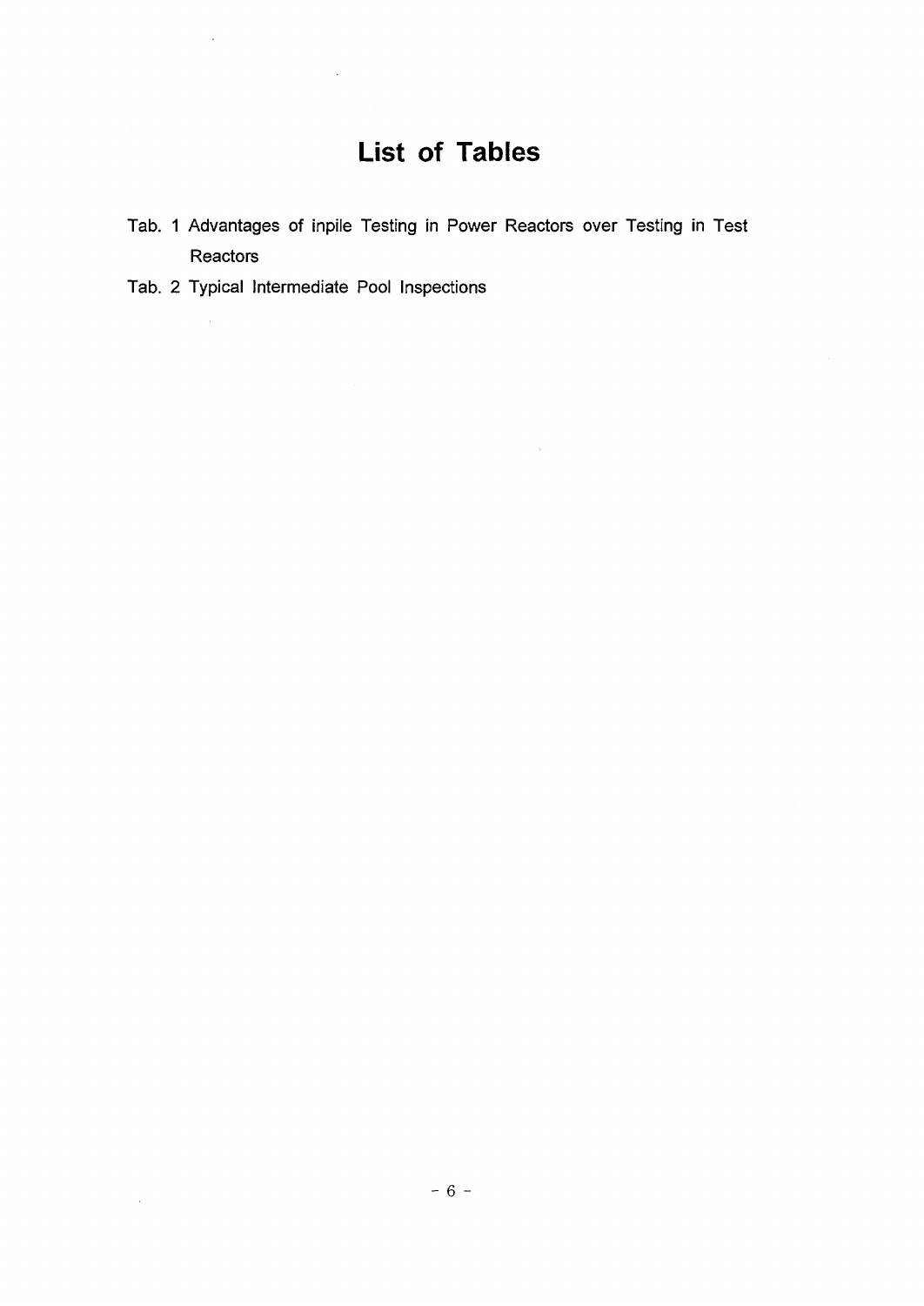# List of Tables

Tab. 1 Advantages of inpile Testing in Power Reactors over Testing in Test Reactors

Tab. 2 Typical Intermediate Pool Inspections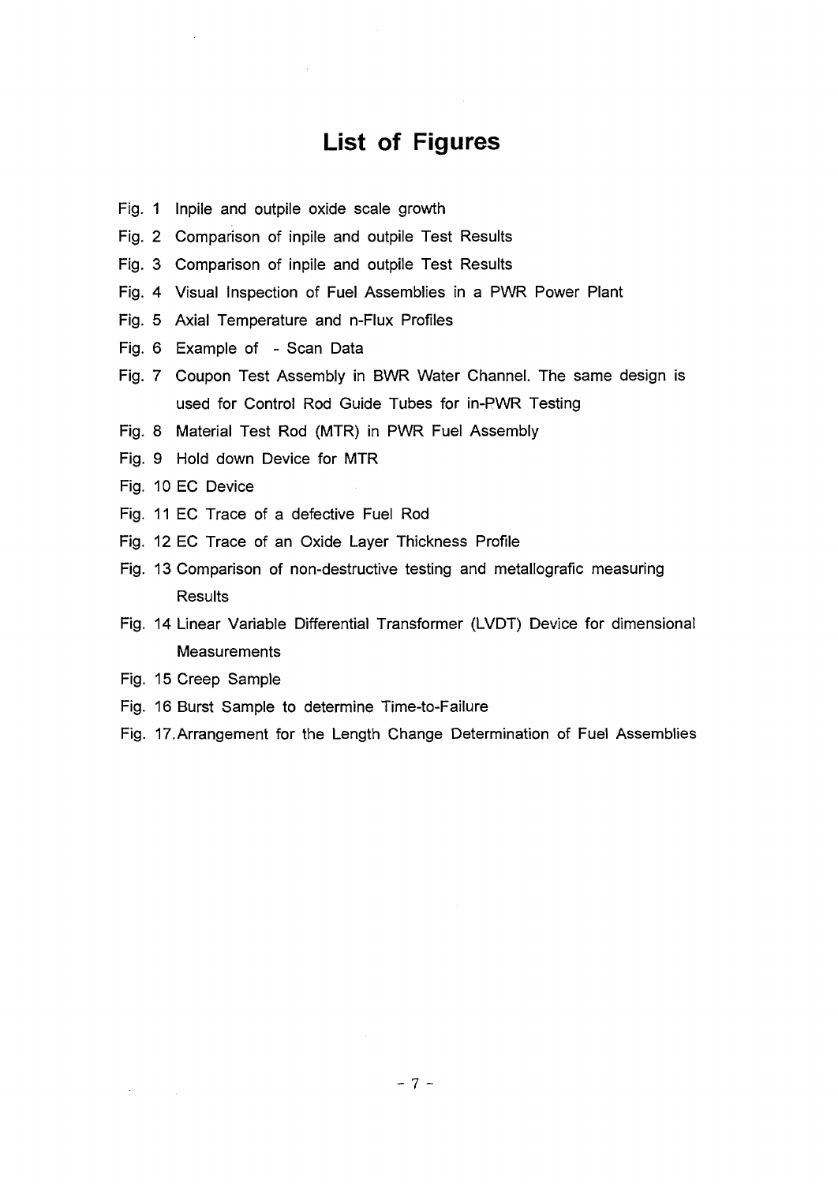# List of Figures

Fig. 1 Inpile and outpile oxide scale growth

Fig. 2 Comparison of inpile and outpile Test Results

Fig. 3 Comparison of inpile and outpile Test Results

Fig. 4 Visual Inspection of Fuel Assemblies in a PWR Power Plant

Fig. 5 Axial Temperature and n-Flux Profiles

Fig. 6 Example of - Scan Data

Fig. 7 Coupon Test Assembly in BWR Water Channel. The same design is used for Control Rod Guide Tubes for in-PWR Testing

Fig. 8 Material Test Rod (MTR) in PWR Fuel Assembly

Fig. 9 Hold down Device for MTR

Fig. 10 EC Device

Fig. 11 EC Trace of a defective Fuel Rod

Fig. 12 EC Trace of an Oxide Layer Thickness Profile

Fig. 13 Comparison of non-destructive testing and metallografic measuring Results

Fig. 14 Linear Variable Differential Transformer (LVDT) Device for dimensional Measurements

Fig. 15 Creep Sample

Fig. 16 Burst Sample to determine Time-to-Failure

Fig. 17. Arrangement for the Length Change Determination of Fuel Assemblies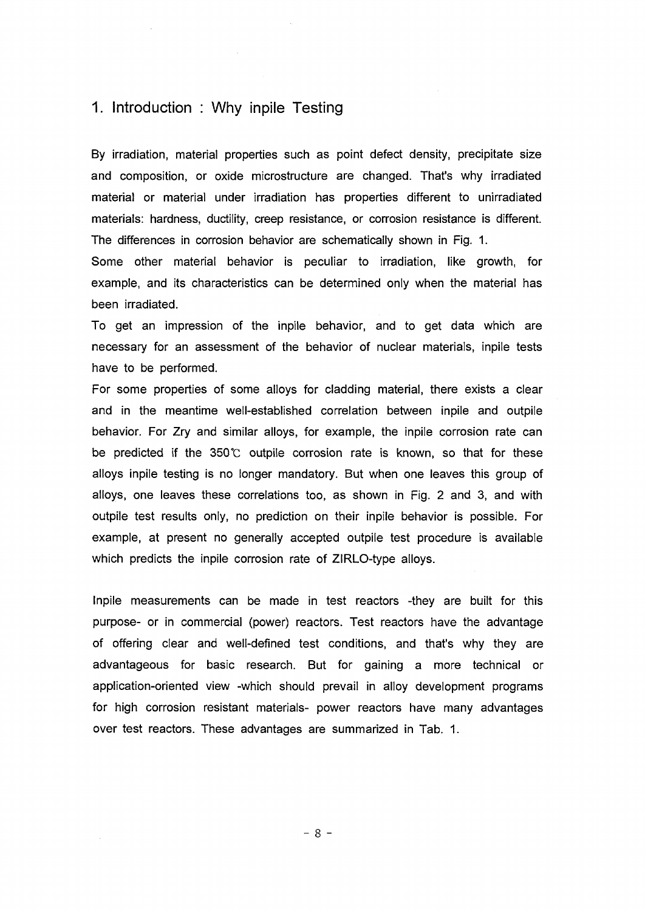## 1. Introduction : Why inpile Testing

By irradiation, material properties such as point defect density, precipitate size and composition, or oxide microstructure are changed. That's why irradiated material or material under irradiation has properties different to unirradiated materials: hardness, ductility, creep resistance, or corrosion resistance is different. The differences in corrosion behavior are schematically shown in Fig. 1.

Some other material behavior is peculiar to irradiation, like growth, for example, and its characteristics can be determined only when the material has been irradiated.

To get an impression of the inpile behavior, and to get data which are necessary for an assessment of the behavior of nuclear materials, inpile tests have to be performed.

For some properties of some alloys for cladding material, there exists a clear and in the meantime well-established correlation between inpile and outpile behavior. For Zry and similar alloys, for example, the inpile corrosion rate can be predicted if the 350℃ outpile corrosion rate is known, so that for these alloys inpile testing is no longer mandatory. But when one leaves this group of alloys, one leaves these correlations too, as shown in Fig. 2 and 3, and with outpile test results only, no prediction on their inpile behavior is possible. For example, at present no generally accepted outpile test procedure is available which predicts the inpile corrosion rate of ZIRLO-type alloys.

Inpile measurements can be made in test reactors -they are built for this purpose- or in commercial (power) reactors. Test reactors have the advantage of offering clear and well-defined test conditions, and that's why they are advantageous for basic research. But for gaining a more technical or application-oriented view -which should prevail in alloy development programs for high corrosion resistant materials- power reactors have many advantages over test reactors. These advantages are summarized in Tab. 1.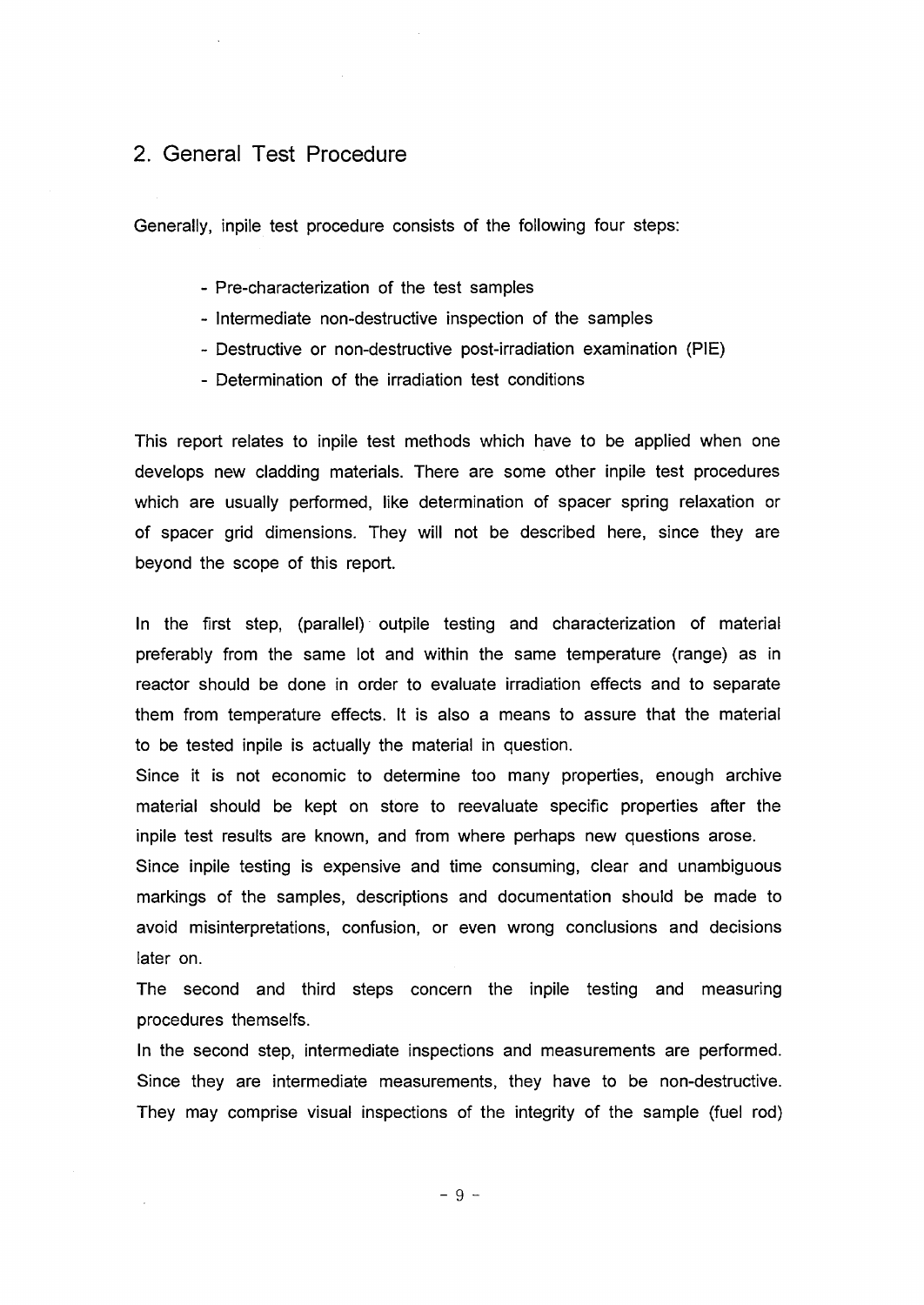## 2. General Test Procedure

Generally, inpile test procedure consists of the following four steps:

- Pre-characterization of the test samples
- Intermediate non-destructive inspection of the samples
- Destructive or non-destructive post-irradiation examination (PIE)
- Determination of the irradiation test conditions

This report relates to inpile test methods which have to be applied when one develops new cladding materials. There are some other inpile test procedures which are usually performed, like determination of spacer spring relaxation or of spacer grid dimensions. They will not be described here, since they are beyond the scope of this report.

In the first step, (parallel) outpile testing and characterization of material preferably from the same lot and within the same temperature (range) as in reactor should be done in order to evaluate irradiation effects and to separate them from temperature effects. It is also a means to assure that the material to be tested inpile is actually the material in question.

Since it is not economic to determine too many properties, enough archive material should be kept on store to reevaluate specific properties after the inpile test results are known, and from where perhaps new questions arose.

Since inpile testing is expensive and time consuming, clear and unambiguous markings of the samples, descriptions and documentation should be made to avoid misinterpretations, confusion, or even wrong conclusions and decisions later on.

The second and third steps concern the inpile testing and measuring procedures themselfs.

In the second step, intermediate inspections and measurements are performed. Since they are intermediate measurements, they have to be non-destructive. They may comprise visual inspections of the integrity of the sample (fuel rod)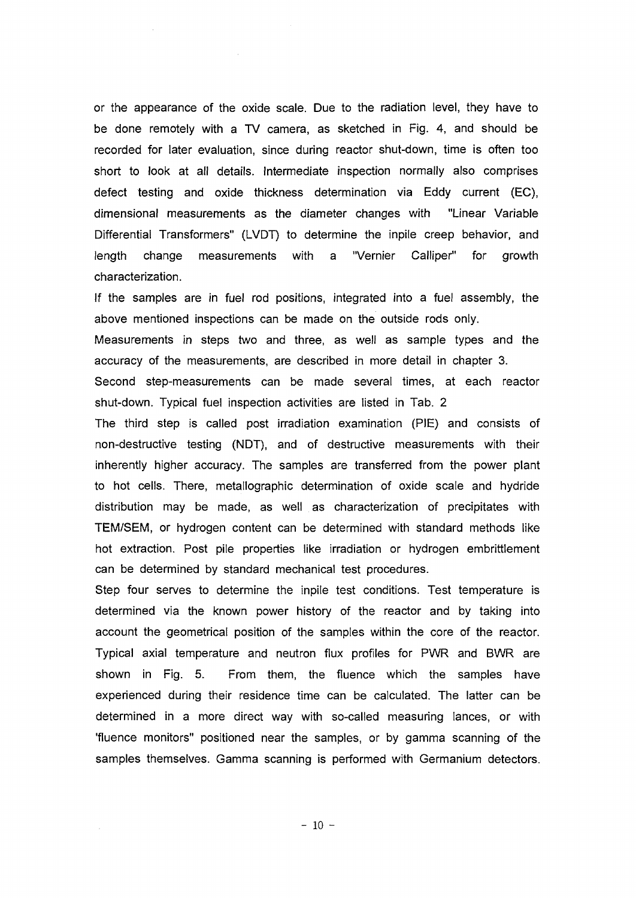or the appearance of the oxide scale. Due to the radiation level, they have to be done remotely with a TV camera, as sketched in Fig. 4, and should be recorded for later evaluation, since during reactor shut-down, time is often too short to look at all details. Intermediate inspection normally also comprises defect testing and oxide thickness determination via Eddy current (EC), dimensional measurements as the diameter changes with "Linear Variable Differential Transformers" (LVDT) to determine the inpile creep behavior, and length change measurements with a "Vernier Calliper" for growth characterization.

If the samples are in fuel rod positions, integrated into a fuel assembly, the above mentioned inspections can be made on the outside rods only.

Measurements in steps two and three, as well as sample types and the accuracy of the measurements, are described in more detail in chapter 3.

Second step-measurements can be made several times, at each reactor shut-down. Typical fuel inspection activities are listed in Tab. 2

The third step is called post irradiation examination (PIE) and consists of non-destructive testing (NDT), and of destructive measurements with their inherently higher accuracy. The samples are transferred from the power plant to hot cells. There, metallographic determination of oxide scale and hydride distribution may be made, as well as characterization of precipitates with TEM/SEM, or hydrogen content can be determined with standard methods like hot extraction. Post pile properties like irradiation or hydrogen embrittlement can be determined by standard mechanical test procedures.

Step four serves to determine the inpile test conditions. Test temperature is determined via the known power history of the reactor and by taking into account the geometrical position of the samples within the core of the reactor. Typical axial temperature and neutron flux profiles for PWR and BWR are shown in Fig. 5. From them, the fluence which the samples have experienced during their residence time can be calculated. The latter can be determined in a more direct way with so-called measuring lances, or with 'fluence monitors" positioned near the samples, or by gamma scanning of the samples themselves. Gamma scanning is performed with Germanium detectors.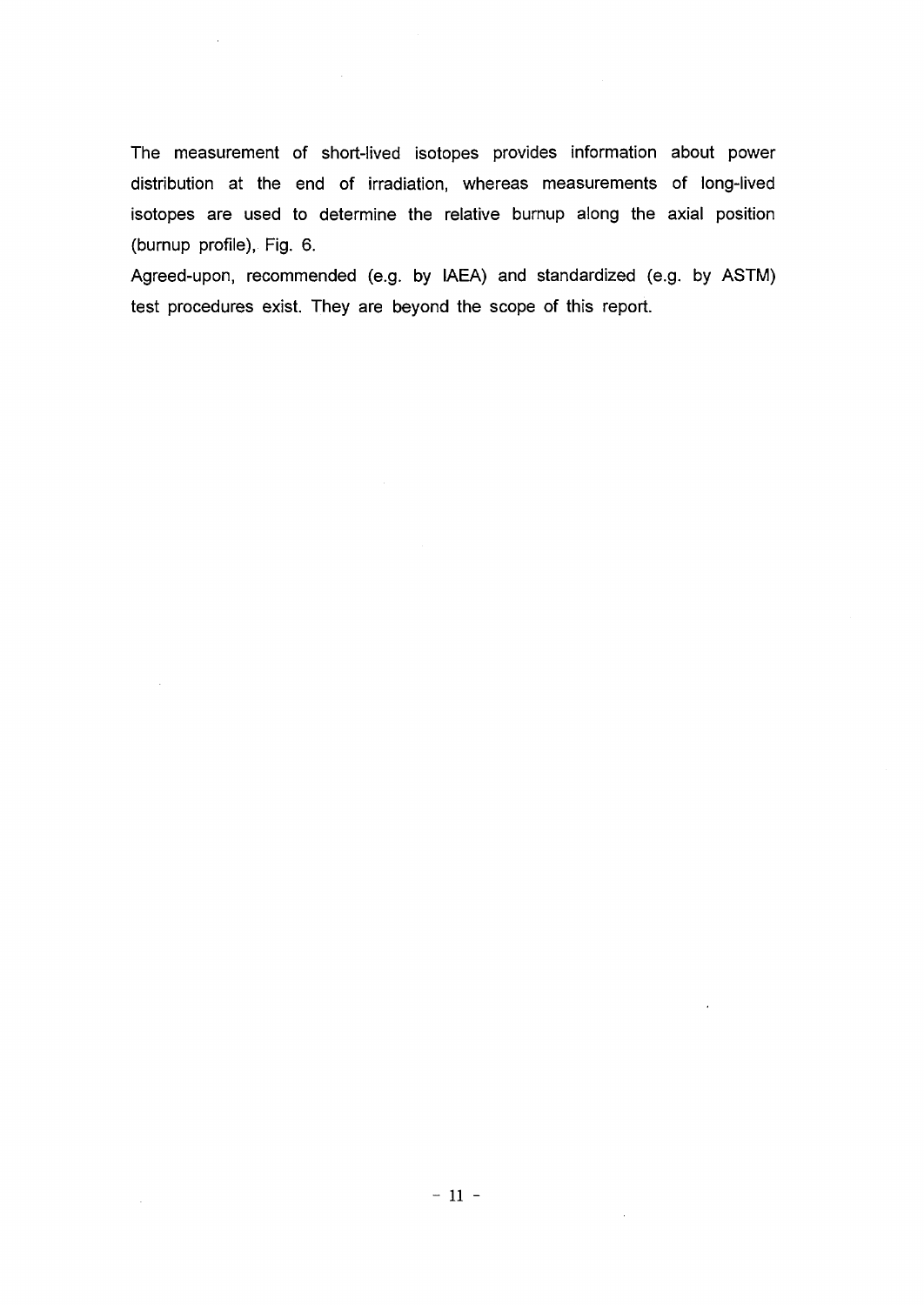The measurement of short-lived isotopes provides information about power distribution at the end of irradiation, whereas measurements of long-lived isotopes are used to determine the relative burnup along the axial position (burnup profile), Fig. 6.

Agreed-upon, recommended (e.g. by IAEA) and standardized (e.g. by ASTM) test procedures exist. They are beyond the scope of this report.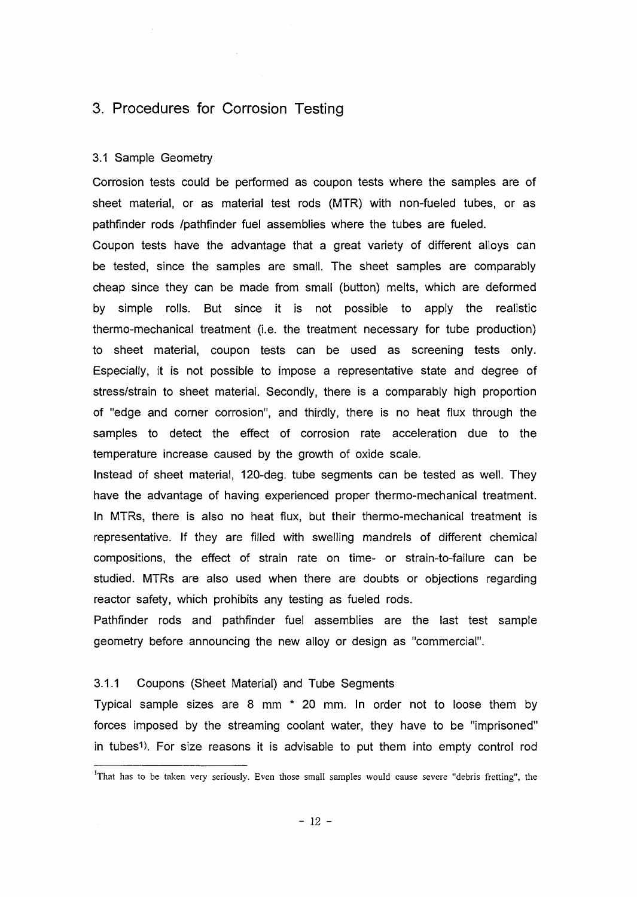## 3. Procedures for Corrosion Testing

### 3.1 Sample Geometry

Corrosion tests could be performed as coupon tests where the samples are of sheet material, or as material test rods (MTR) with non-fueled tubes, or as pathfinder rods /pathfinder fuel assemblies where the tubes are fueled.

Coupon tests have the advantage that a great variety of different alloys can be tested, since the samples are small. The sheet samples are comparably cheap since they can be made from small (button) melts, which are deformed by simple rolls. But since it is not possible to apply the realistic thermo-mechanical treatment (i.e. the treatment necessary for tube production) to sheet material, coupon tests can be used as screening tests only. Especially, it is not possible to impose a representative state and degree of stress/strain to sheet material. Secondly, there is a comparably high proportion of "edge and corner corrosion", and thirdly, there is no heat flux through the samples to detect the effect of corrosion rate acceleration due to the temperature increase caused by the growth of oxide scale.

Instead of sheet material, 120-deg. tube segments can be tested as well. They have the advantage of having experienced proper thermo-mechanical treatment.

In MTRs, there is also no heat flux, but their thermo-mechanical treatment is representative. If they are filled with swelling mandrels of different chemical compositions, the effect of strain rate on time- or strain-to-failure can be studied. MTRs are also used when there are doubts or objections regarding reactor safety, which prohibits any testing as fueled rods.

Pathfinder rods and pathfinder fuel assemblies are the last test sample geometry before announcing the new alloy or design as "commercial".

#### 3.1.1 Coupons (Sheet Material) and Tube Segments

Typical sample sizes are 8 mm * 20 mm. In order not to loose them by forces imposed by the streaming coolant water, they have to be "imprisoned" in tubes[1]. For size reasons it is advisable to put them into empty control rod

[1] That has to be taken very seriously. Even those small samples would cause severe "debris fretting", the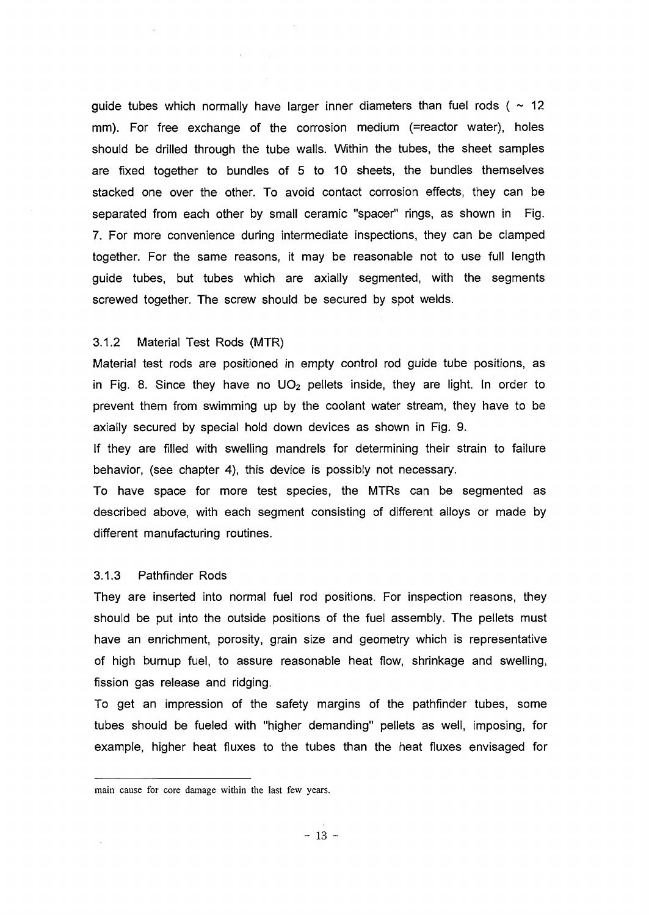guide tubes which normally have larger inner diameters than fuel rods ( ~ 12 mm). For free exchange of the corrosion medium (=reactor water), holes should be drilled through the tube walls. Within the tubes, the sheet samples are fixed together to bundles of 5 to 10 sheets, the bundles themselves stacked one over the other. To avoid contact corrosion effects, they can be separated from each other by small ceramic "spacer" rings, as shown in Fig. 7. For more convenience during intermediate inspections, they can be clamped together. For the same reasons, it may be reasonable not to use full length guide tubes, but tubes which are axially segmented, with the segments screwed together. The screw should be secured by spot welds.

### 3.1.2 Material Test Rods (MTR)

Material test rods are positioned in empty control rod guide tube positions, as in Fig. 8. Since they have no $UO_2$ pellets inside, they are light. In order to prevent them from swimming up by the coolant water stream, they have to be axially secured by special hold down devices as shown in Fig. 9.

If they are filled with swelling mandrels for determining their strain to failure behavior, (see chapter 4), this device is possibly not necessary.

To have space for more test species, the MTRs can be segmented as described above, with each segment consisting of different alloys or made by different manufacturing routines.

### 3.1.3 Pathfinder Rods

They are inserted into normal fuel rod positions. For inspection reasons, they should be put into the outside positions of the fuel assembly. The pellets must have an enrichment, porosity, grain size and geometry which is representative of high burnup fuel, to assure reasonable heat flow, shrinkage and swelling, fission gas release and ridging.

To get an impression of the safety margins of the pathfinder tubes, some tubes should be fueled with "higher demanding" pellets as well, imposing, for example, higher heat fluxes to the tubes than the heat fluxes envisaged for

---

main cause for core damage within the last few years.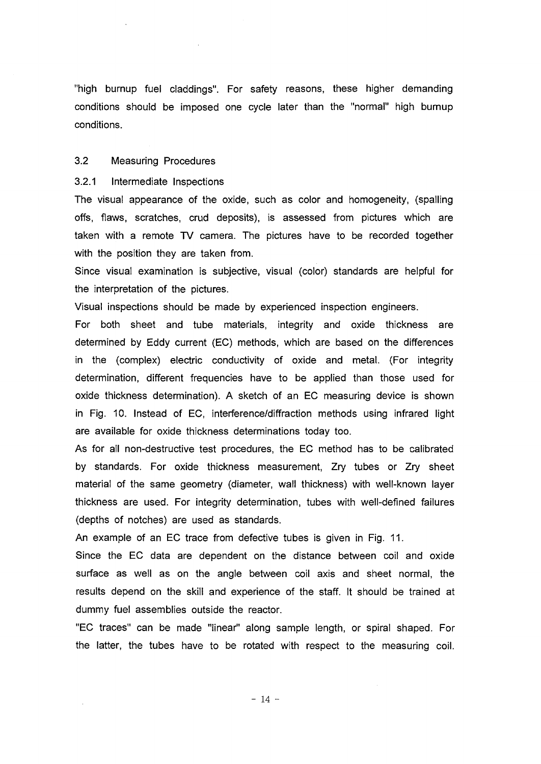"high burnup fuel claddings". For safety reasons, these higher demanding conditions should be imposed one cycle later than the "normal" high burnup conditions.

### 3.2 Measuring Procedures

#### 3.2.1 Intermediate Inspections

The visual appearance of the oxide, such as color and homogeneity, (spalling offs, flaws, scratches, crud deposits), is assessed from pictures which are taken with a remote TV camera. The pictures have to be recorded together with the position they are taken from.

Since visual examination is subjective, visual (color) standards are helpful for the interpretation of the pictures.

Visual inspections should be made by experienced inspection engineers.

For both sheet and tube materials, integrity and oxide thickness are determined by Eddy current (EC) methods, which are based on the differences in the (complex) electric conductivity of oxide and metal. (For integrity determination, different frequencies have to be applied than those used for oxide thickness determination). A sketch of an EC measuring device is shown in Fig. 10. Instead of EC, interference/diffraction methods using infrared light are available for oxide thickness determinations today too.

As for all non-destructive test procedures, the EC method has to be calibrated by standards. For oxide thickness measurement, Zry tubes or Zry sheet material of the same geometry (diameter, wall thickness) with well-known layer thickness are used. For integrity determination, tubes with well-defined failures (depths of notches) are used as standards.

An example of an EC trace from defective tubes is given in Fig. 11.

Since the EC data are dependent on the distance between coil and oxide surface as well as on the angle between coil axis and sheet normal, the results depend on the skill and experience of the staff. It should be trained at dummy fuel assemblies outside the reactor.

"EC traces" can be made "linear" along sample length, or spiral shaped. For the latter, the tubes have to be rotated with respect to the measuring coil.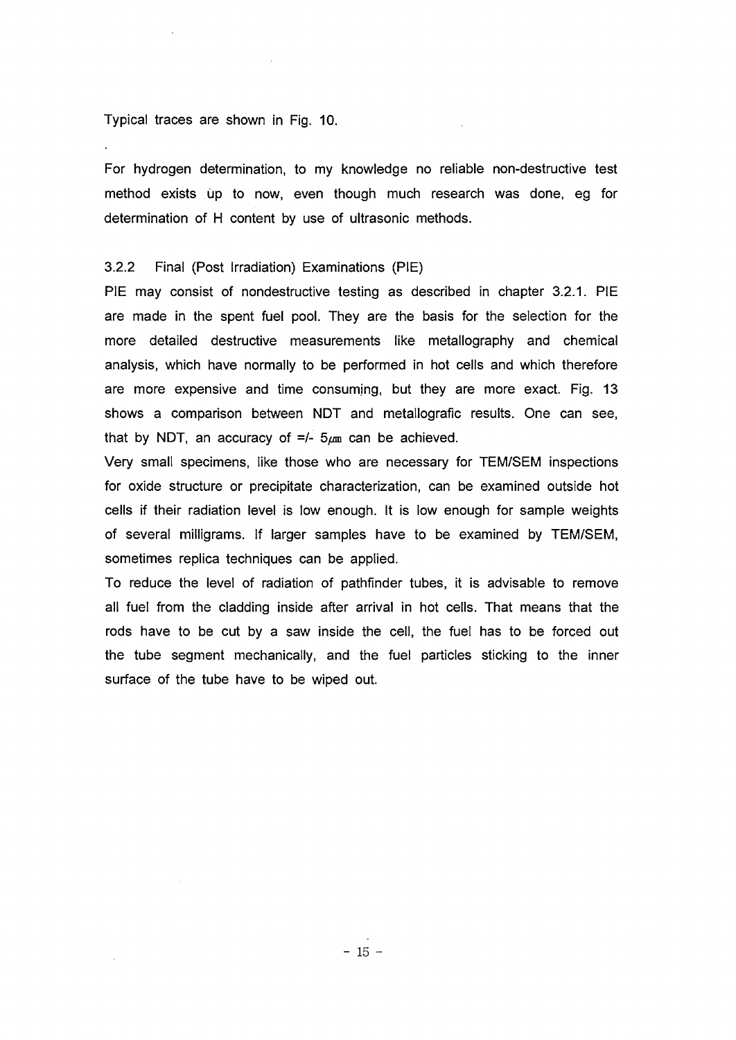Typical traces are shown in Fig. 10.

For hydrogen determination, to my knowledge no reliable non-destructive test method exists up to now, even though much research was done, eg for determination of H content by use of ultrasonic methods.

### 3.2.2 Final (Post Irradiation) Examinations (PIE)

PIE may consist of nondestructive testing as described in chapter 3.2.1. PIE are made in the spent fuel pool. They are the basis for the selection for the more detailed destructive measurements like metallography and chemical analysis, which have normally to be performed in hot cells and which therefore are more expensive and time consuming, but they are more exact. Fig. 13 shows a comparison between NDT and metallografic results. One can see, that by NDT, an accuracy of =/- 5㎛ can be achieved.

Very small specimens, like those who are necessary for TEM/SEM inspections for oxide structure or precipitate characterization, can be examined outside hot cells if their radiation level is low enough. It is low enough for sample weights of several milligrams. If larger samples have to be examined by TEM/SEM, sometimes replica techniques can be applied.

To reduce the level of radiation of pathfinder tubes, it is advisable to remove all fuel from the cladding inside after arrival in hot cells. That means that the rods have to be cut by a saw inside the cell, the fuel has to be forced out the tube segment mechanically, and the fuel particles sticking to the inner surface of the tube have to be wiped out.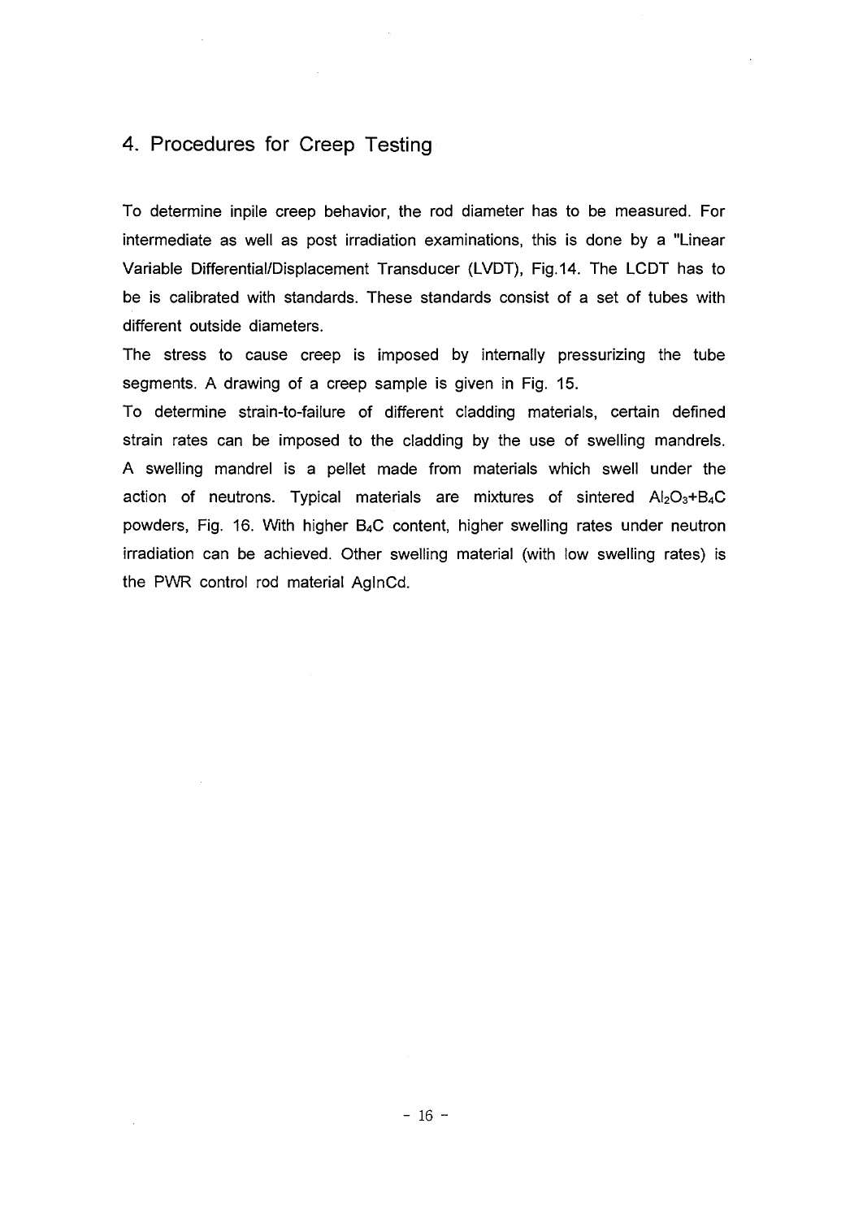## 4. Procedures for Creep Testing

To determine inpile creep behavior, the rod diameter has to be measured. For intermediate as well as post irradiation examinations, this is done by a "Linear Variable Differential/Displacement Transducer (LVDT), Fig.14. The LCDT has to be is calibrated with standards. These standards consist of a set of tubes with different outside diameters.

The stress to cause creep is imposed by internally pressurizing the tube segments. A drawing of a creep sample is given in Fig. 15.

To determine strain-to-failure of different cladding materials, certain defined strain rates can be imposed to the cladding by the use of swelling mandrels. A swelling mandrel is a pellet made from materials which swell under the action of neutrons. Typical materials are mixtures of sintered $Al_2O_3$+$B_4C$ powders, Fig. 16. With higher $B_4C$ content, higher swelling rates under neutron irradiation can be achieved. Other swelling material (with low swelling rates) is the PWR control rod material AgInCd.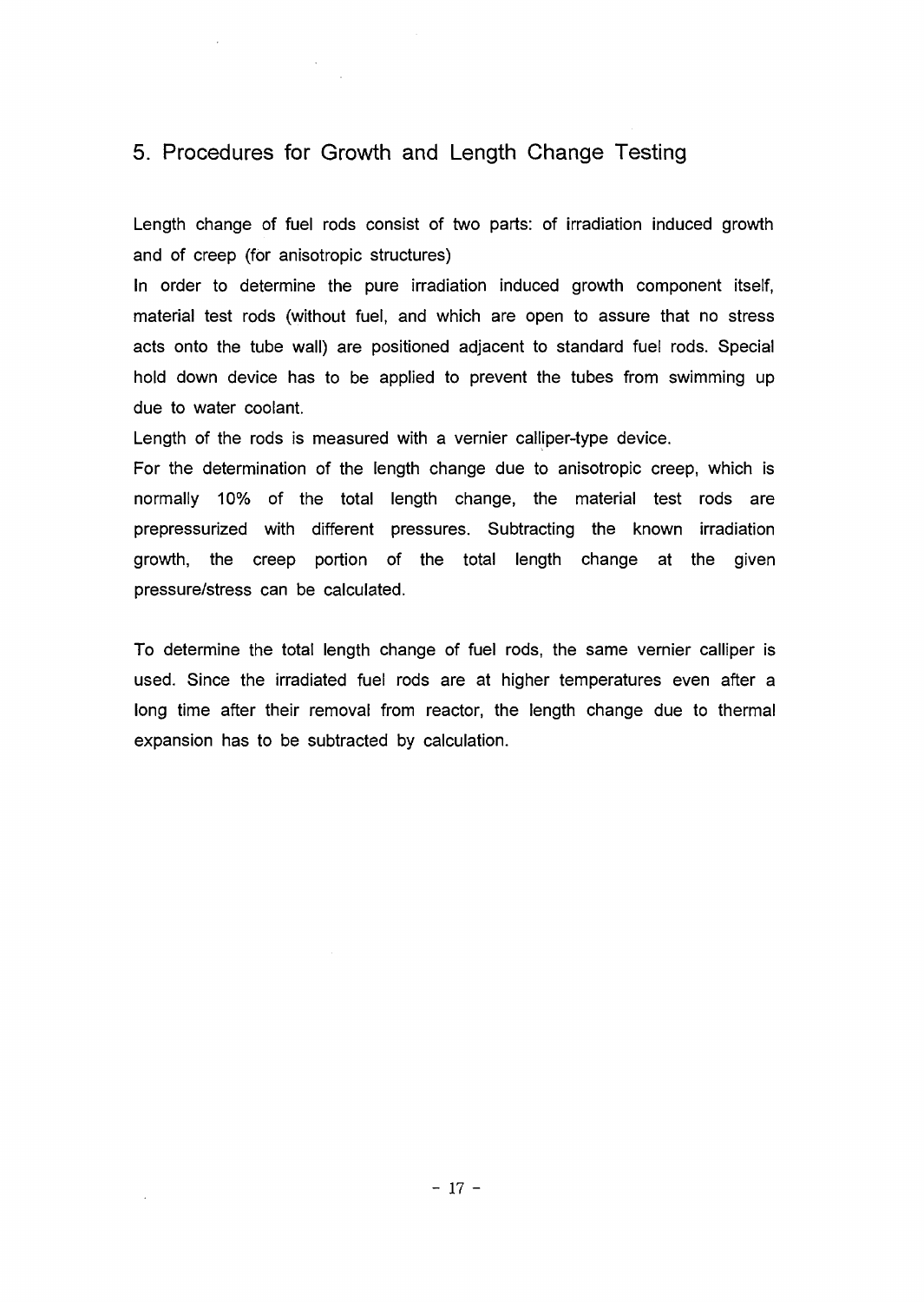## 5. Procedures for Growth and Length Change Testing

Length change of fuel rods consist of two parts: of irradiation induced growth and of creep (for anisotropic structures)

In order to determine the pure irradiation induced growth component itself, material test rods (without fuel, and which are open to assure that no stress acts onto the tube wall) are positioned adjacent to standard fuel rods. Special hold down device has to be applied to prevent the tubes from swimming up due to water coolant.

Length of the rods is measured with a vernier calliper-type device.

For the determination of the length change due to anisotropic creep, which is normally 10% of the total length change, the material test rods are prepressurized with different pressures. Subtracting the known irradiation growth, the creep portion of the total length change at the given pressure/stress can be calculated.

To determine the total length change of fuel rods, the same vernier calliper is used. Since the irradiated fuel rods are at higher temperatures even after a long time after their removal from reactor, the length change due to thermal expansion has to be subtracted by calculation.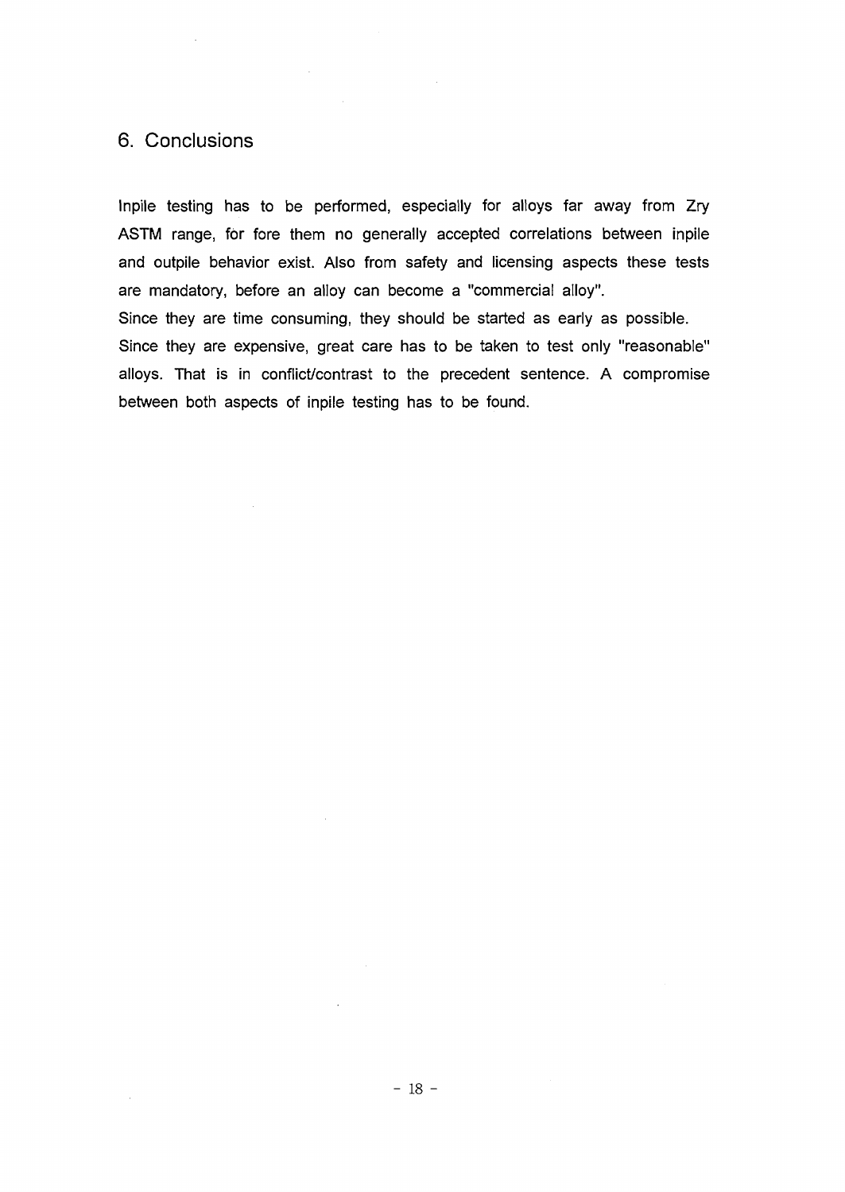## 6. Conclusions

Inpile testing has to be performed, especially for alloys far away from Zry ASTM range, for fore them no generally accepted correlations between inpile and outpile behavior exist. Also from safety and licensing aspects these tests are mandatory, before an alloy can become a "commercial alloy".
Since they are time consuming, they should be started as early as possible.
Since they are expensive, great care has to be taken to test only "reasonable" alloys. That is in conflict/contrast to the precedent sentence. A compromise between both aspects of inpile testing has to be found.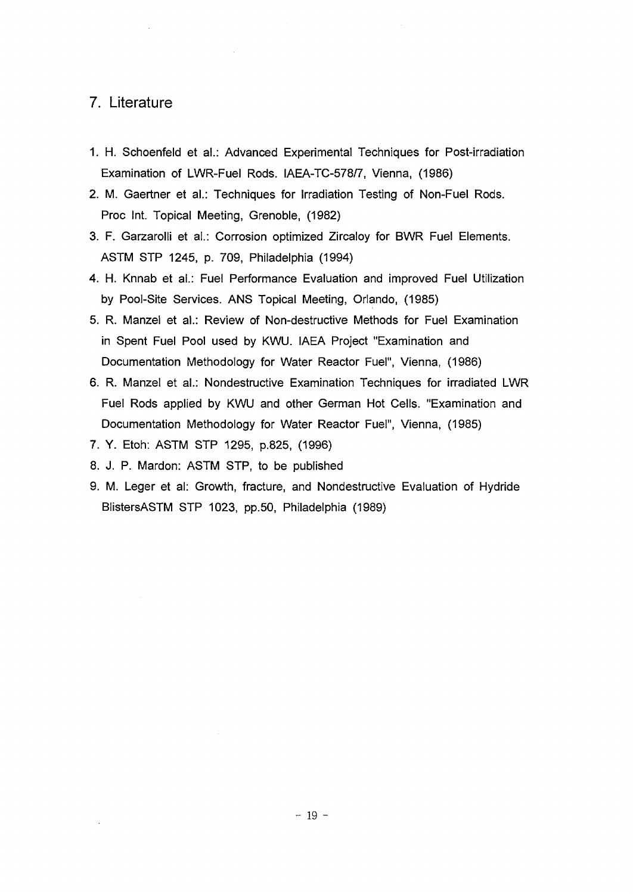## 7. Literature

1. H. Schoenfeld et al.: Advanced Experimental Techniques for Post-irradiation Examination of LWR-Fuel Rods. IAEA-TC-578/7, Vienna, (1986)
2. M. Gaertner et al.: Techniques for Irradiation Testing of Non-Fuel Rods. Proc Int. Topical Meeting, Grenoble, (1982)
3. F. Garzarolli et al.: Corrosion optimized Zircaloy for BWR Fuel Elements. ASTM STP 1245, p. 709, Philadelphia (1994)
4. H. Knnab et al.: Fuel Performance Evaluation and improved Fuel Utilization by Pool-Site Services. ANS Topical Meeting, Orlando, (1985)
5. R. Manzel et al.: Review of Non-destructive Methods for Fuel Examination in Spent Fuel Pool used by KWU. IAEA Project "Examination and Documentation Methodology for Water Reactor Fuel", Vienna, (1986)
6. R. Manzel et al.: Nondestructive Examination Techniques for irradiated LWR Fuel Rods applied by KWU and other German Hot Cells. "Examination and Documentation Methodology for Water Reactor Fuel", Vienna, (1985)
7. Y. Etoh: ASTM STP 1295, p.825, (1996)
8. J. P. Mardon: ASTM STP, to be published
9. M. Leger et al: Growth, fracture, and Nondestructive Evaluation of Hydride BlistersASTM STP 1023, pp.50, Philadelphia (1989)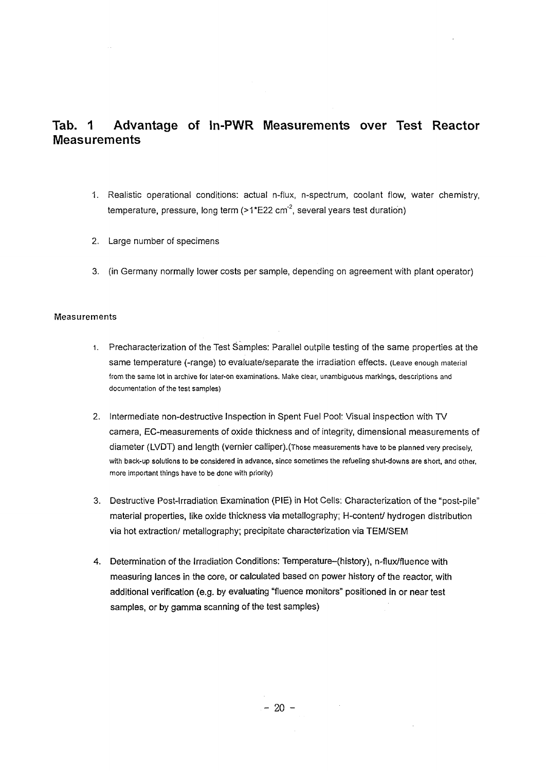## Tab. 1 Advantage of In-PWR Measurements over Test Reactor Measurements

1. Realistic operational conditions: actual n-flux, n-spectrum, coolant flow, water chemistry, temperature, pressure, long term (>1*E22 $cm^{-2}$, several years test duration)
2. Large number of specimens
3. (in Germany normally lower costs per sample, depending on agreement with plant operator)

### Measurements

1. Precharacterization of the Test Samples: Parallel outpile testing of the same properties at the same temperature (-range) to evaluate/separate the irradiation effects. (Leave enough material from the same lot in archive for later-on examinations. Make clear, unambiguous markings, descriptions and documentation of the test samples)
2. Intermediate non-destructive Inspection in Spent Fuel Pool: Visual inspection with TV camera, EC-measurements of oxide thickness and of integrity, dimensional measurements of diameter (LVDT) and length (vernier calliper).(Those measurements have to be planned very precisely, with back-up solutions to be considered in advance, since sometimes the refueling shut-downs are short, and other, more important things have to be done with priority)
3. Destructive Post-Irradiation Examination (PIE) in Hot Cells: Characterization of the "post-pile" material properties, like oxide thickness via metallography; H-content/ hydrogen distribution via hot extraction/ metallography; precipitate characterization via TEM/SEM
4. Determination of the Irradiation Conditions: Temperature–(history), n-flux/fluence with measuring lances in the core, or calculated based on power history of the reactor, with additional verification (e.g. by evaluating "fluence monitors" positioned in or near test samples, or by gamma scanning of the test samples)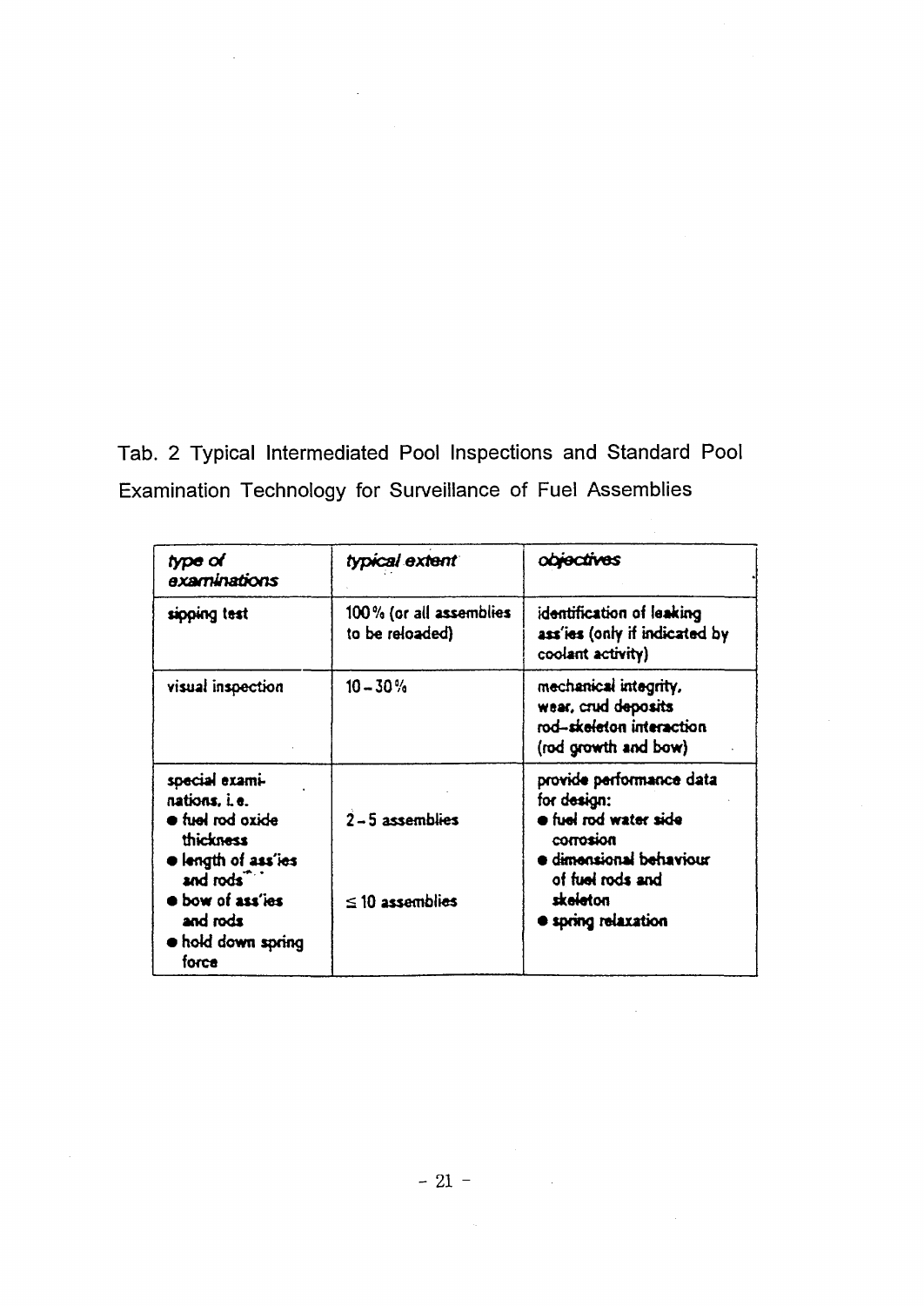Tab. 2 Typical Intermediated Pool Inspections and Standard Pool Examination Technology for Surveillance of Fuel Assemblies

| *type of examinations* | *typical extent* | *objectives* |
|---|---|---|
| sipping test | 100% (or all assemblies to be reloaded) | identification of leaking ass'ies (only if indicated by coolant activity) |
| visual inspection | 10 – 30% | mechanical integrity, wear, crud deposits rod–skeleton interaction (rod growth and bow) |
| special examinations, i.e.<br>● fuel rod oxide thickness<br>● length of ass'ies and rods<br>● bow of ass'ies and rods<br>● hold down spring force | 2 – 5 assemblies<br><br>≤ 10 assemblies | provide performance data for design:<br>● fuel rod water side corrosion<br>● dimensional behaviour of fuel rods and skeleton<br>● spring relaxation |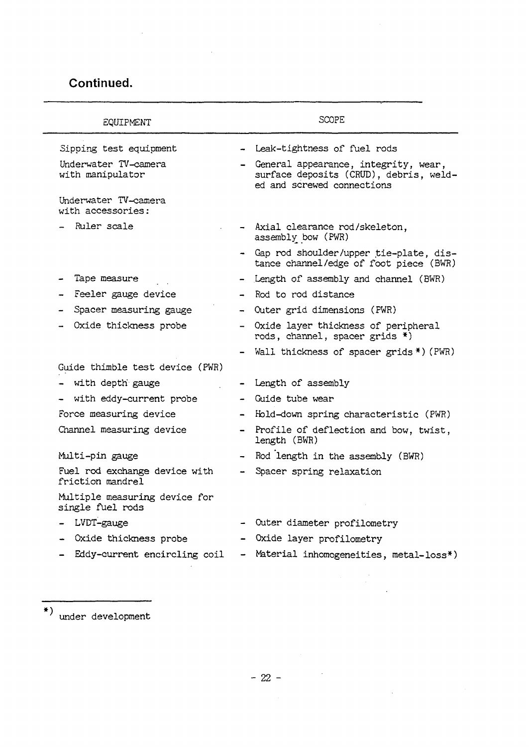**Continued.**

| EQUIPMENT | SCOPE |
|---|---|
| Sipping test equipment | - Leak-tightness of fuel rods |
| Underwater TV-camera with manipulator | - General appearance, integrity, wear, surface deposits (CRUD), debris, welded and screwed connections |
| Underwater TV-camera with accessories: | |
| - Ruler scale | - Axial clearance rod/skeleton, assembly bow (PWR) |
| | - Gap rod shoulder/upper tie-plate, distance channel/edge of foot piece (BWR) |
| - Tape measure | - Length of assembly and channel (BWR) |
| - Feeler gauge device | - Rod to rod distance |
| - Spacer measuring gauge | - Outer grid dimensions (PWR) |
| - Oxide thickness probe | - Oxide layer thickness of peripheral rods, channel, spacer grids *) |
| | - Wall thickness of spacer grids *) (PWR) |
| Guide thimble test device (PWR) | |
| - with depth gauge | - Length of assembly |
| - with eddy-current probe | - Guide tube wear |
| Force measuring device | - Hold-down spring characteristic (PWR) |
| Channel measuring device | - Profile of deflection and bow, twist, length (BWR) |
| Multi-pin gauge | - Rod length in the assembly (BWR) |
| Fuel rod exchange device with friction mandrel | - Spacer spring relaxation |
| Multiple measuring device for single fuel rods | |
| - LVDT-gauge | - Outer diameter profilometry |
| - Oxide thickness probe | - Oxide layer profilometry |
| - Eddy-current encircling coil | - Material inhomogeneities, metal-loss*) |

*) under development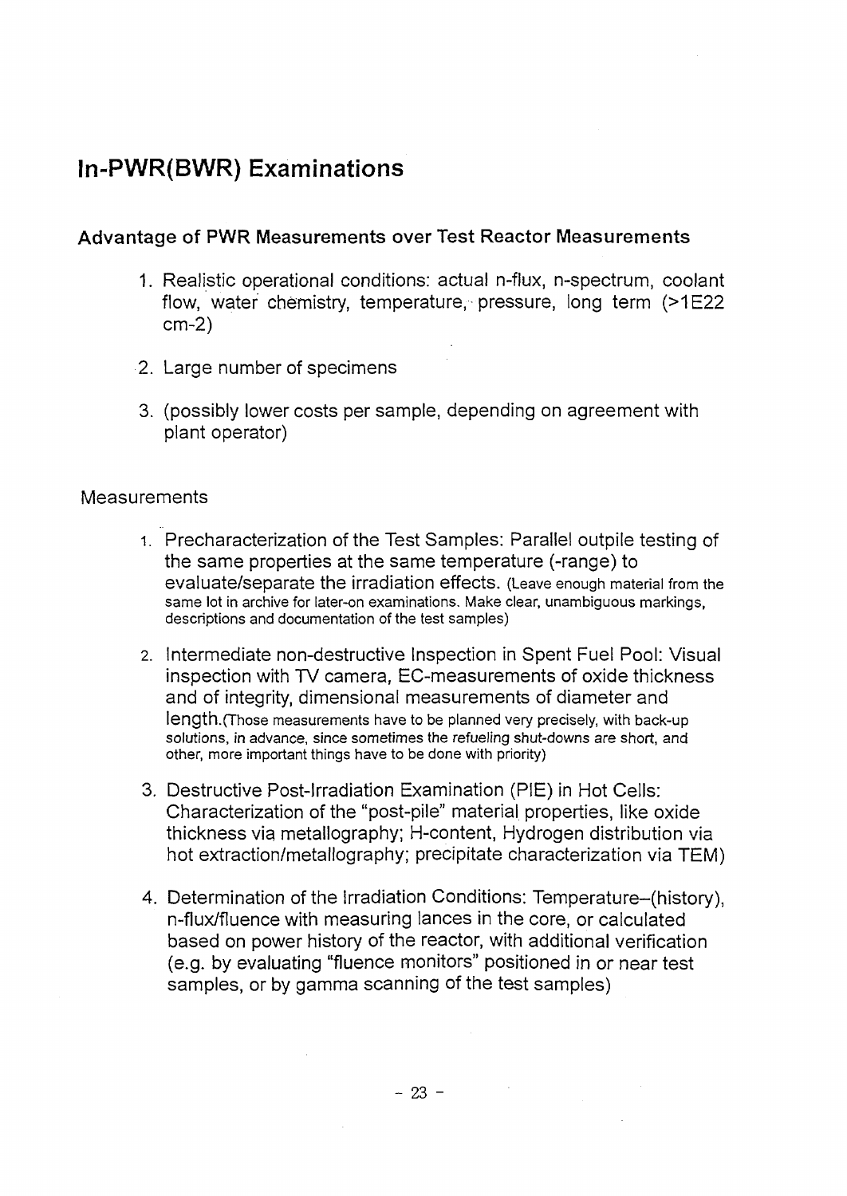# In-PWR(BWR) Examinations

### Advantage of PWR Measurements over Test Reactor Measurements

1. Realistic operational conditions: actual n-flux, n-spectrum, coolant flow, water chemistry, temperature, pressure, long term (>1E22 cm-2)
2. Large number of specimens
3. (possibly lower costs per sample, depending on agreement with plant operator)

Measurements

1. Precharacterization of the Test Samples: Parallel outpile testing of the same properties at the same temperature (-range) to evaluate/separate the irradiation effects. (Leave enough material from the same lot in archive for later-on examinations. Make clear, unambiguous markings, descriptions and documentation of the test samples)
2. Intermediate non-destructive Inspection in Spent Fuel Pool: Visual inspection with TV camera, EC-measurements of oxide thickness and of integrity, dimensional measurements of diameter and length.(Those measurements have to be planned very precisely, with back-up solutions, in advance, since sometimes the refueling shut-downs are short, and other, more important things have to be done with priority)
3. Destructive Post-Irradiation Examination (PIE) in Hot Cells: Characterization of the "post-pile" material properties, like oxide thickness via metallography; H-content, Hydrogen distribution via hot extraction/metallography; precipitate characterization via TEM)
4. Determination of the Irradiation Conditions: Temperature–(history), n-flux/fluence with measuring lances in the core, or calculated based on power history of the reactor, with additional verification (e.g. by evaluating "fluence monitors" positioned in or near test samples, or by gamma scanning of the test samples)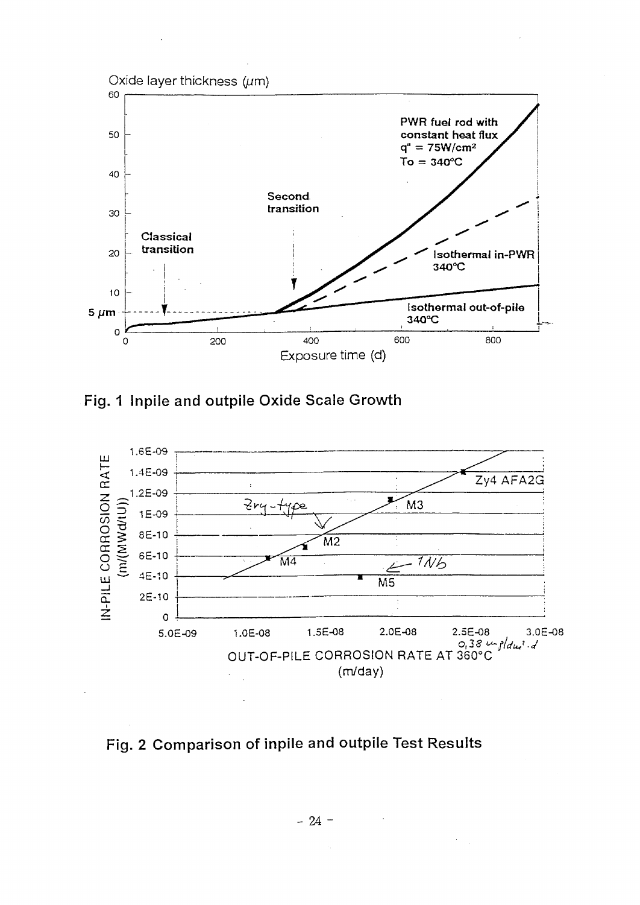Oxide layer thickness (µm)

PWR fuel rod with constant heat flux $q'' = 75 W/cm^2$ $T_o = 340°C$

Second transition

Classical transition

Isothermal in-PWR 340°C

Isothermal out-of-pile 340°C

5 µm

Exposure time (d)

**Fig. 1 Inpile and outpile Oxide Scale Growth**

IN-PILE CORROSION RATE (m/(MWd/tU))

Zy4 AFA2G

Zry-type

M3

M2

M4

1Nb

M5

OUT-OF-PILE CORROSION RATE AT 360°C (m/day)

0,38 µm/day·d

**Fig. 2 Comparison of inpile and outpile Test Results**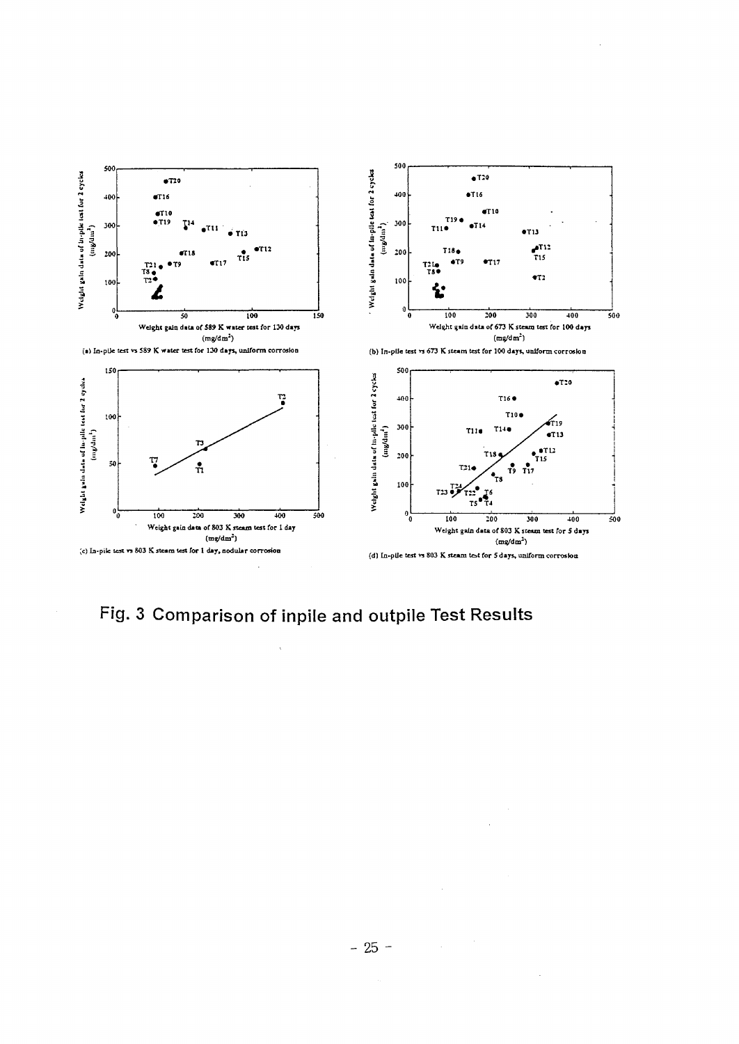(a) In-pile test vs 589 K water test for 130 days, uniform corrosion

(b) In-pile test vs 673 K steam test for 100 days, uniform corrosion

(c) In-pile test vs 803 K steam test for 1 day, nodular corrosion

(d) In-pile test vs 803 K steam test for 5 days, uniform corrosion

**Fig. 3 Comparison of inpile and outpile Test Results**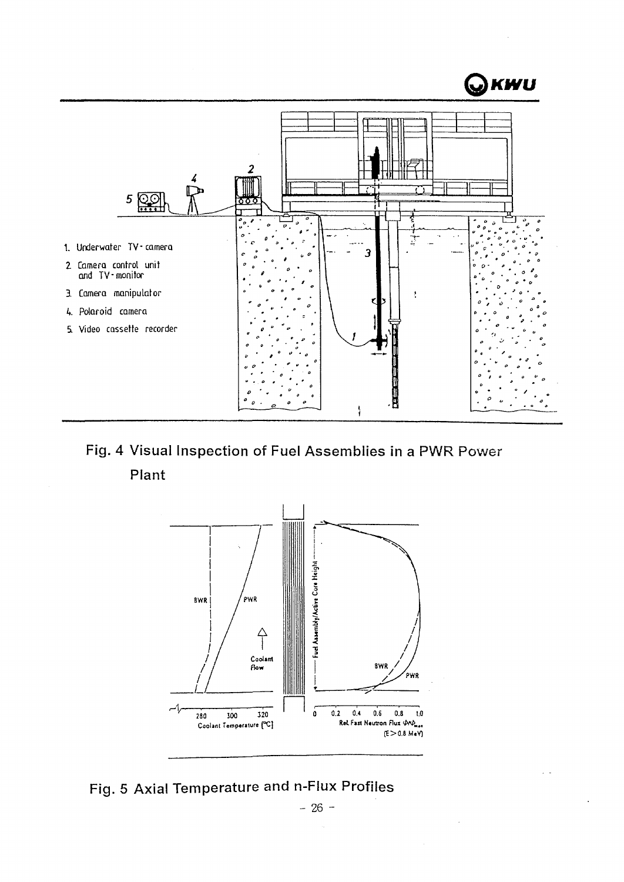1. Underwater TV-camera
2. Camera control unit and TV-monitor
3. Camera manipulator
4. Polaroid camera
5. Video cassette recorder

Fig. 4 Visual Inspection of Fuel Assemblies in a PWR Power Plant

Fig. 5 Axial Temperature and n-Flux Profiles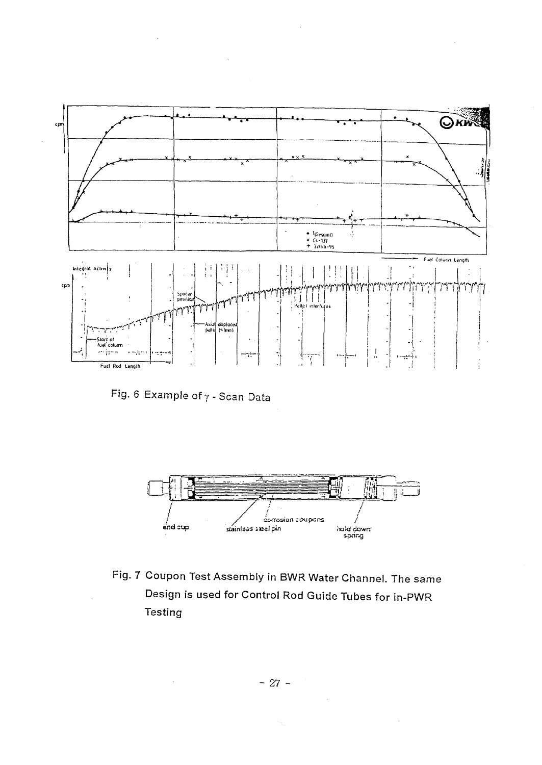Fig. 6 Example of $\gamma$ - Scan Data

Fig. 7 Coupon Test Assembly in BWR Water Channel. The same Design is used for Control Rod Guide Tubes for in-PWR Testing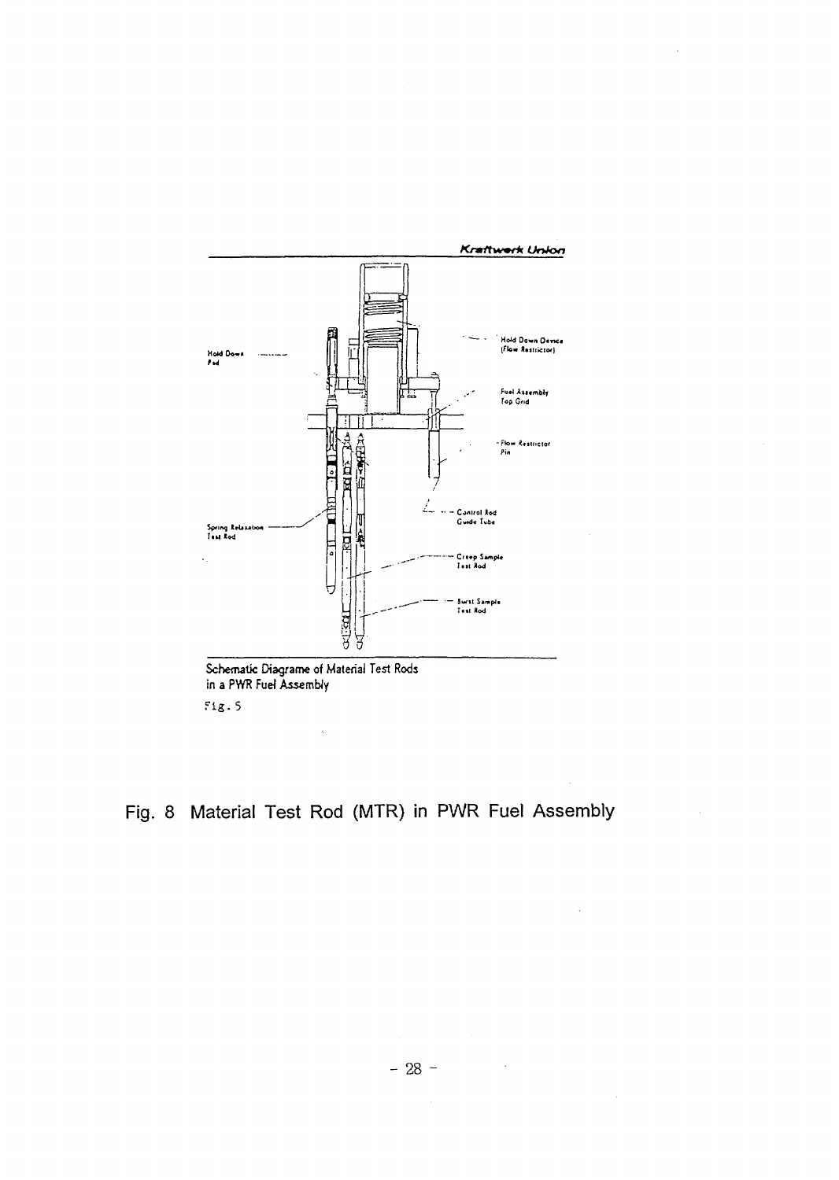Kraftwerk Union

Hold Down Pad

Hold Down Device (Flow Restrictor)

Fuel Assembly Top Grid

Flow Restrictor Pin

Control Rod Guide Tube

Spring Relaxation Test Rod

Creep Sample Test Rod

Burst Sample Test Rod

Schematic Diagrame of Material Test Rods in a PWR Fuel Assembly

Fig. 5

Fig. 8 Material Test Rod (MTR) in PWR Fuel Assembly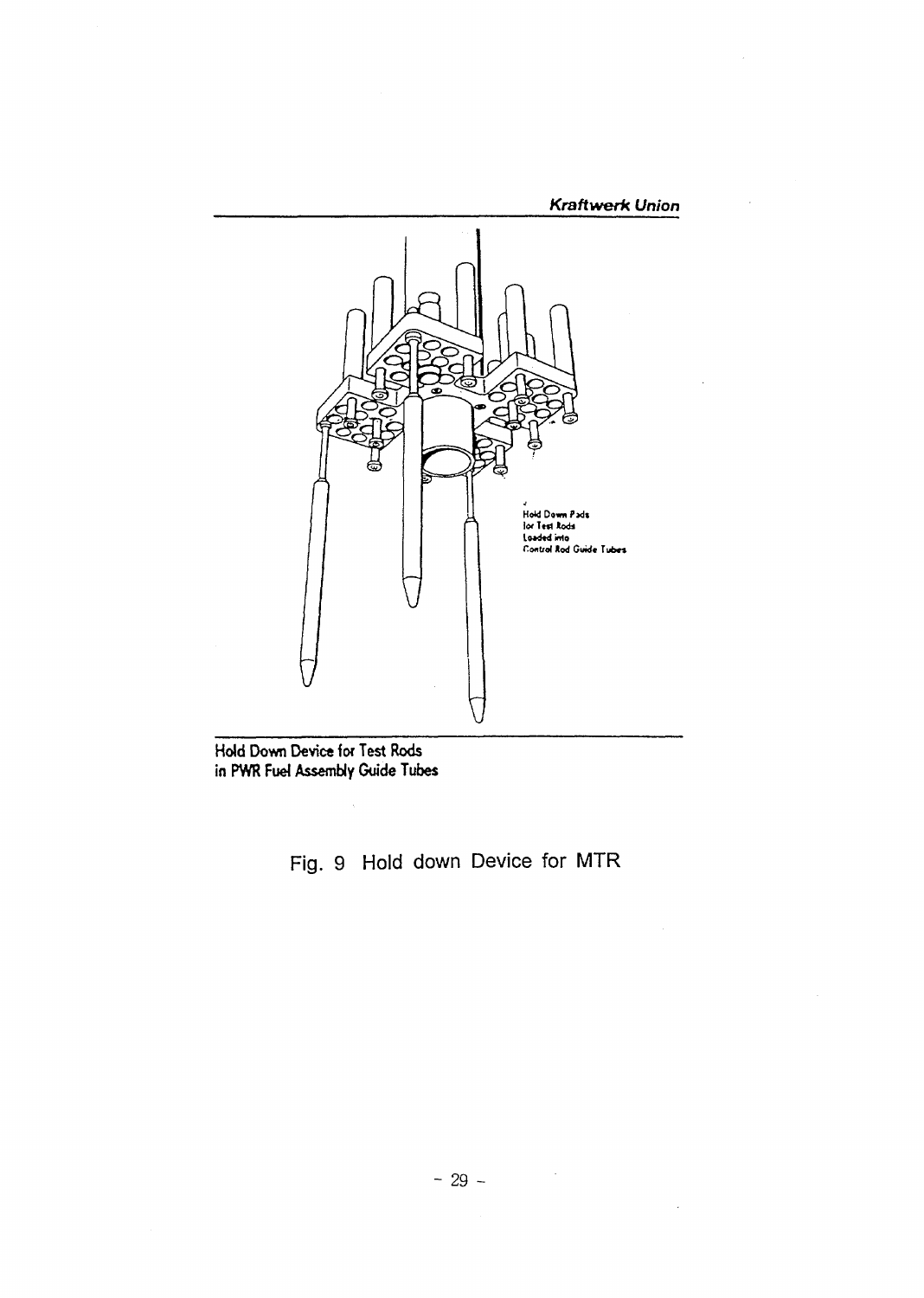Kraftwerk Union

Hold Down Pads for Test Rods Loaded into Control Rod Guide Tubes

Hold Down Device for Test Rods in PWR Fuel Assembly Guide Tubes

Fig. 9 Hold down Device for MTR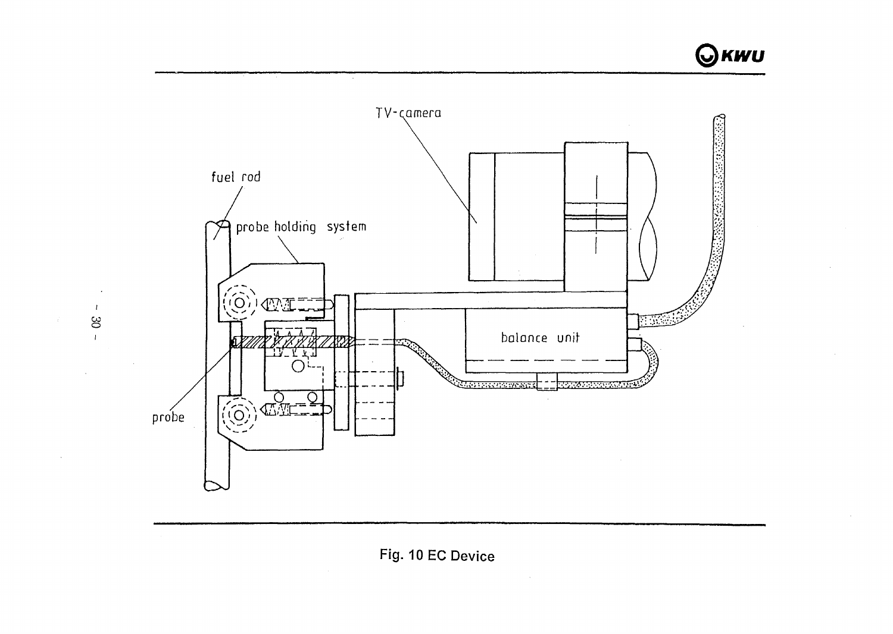Fig. 10 EC Device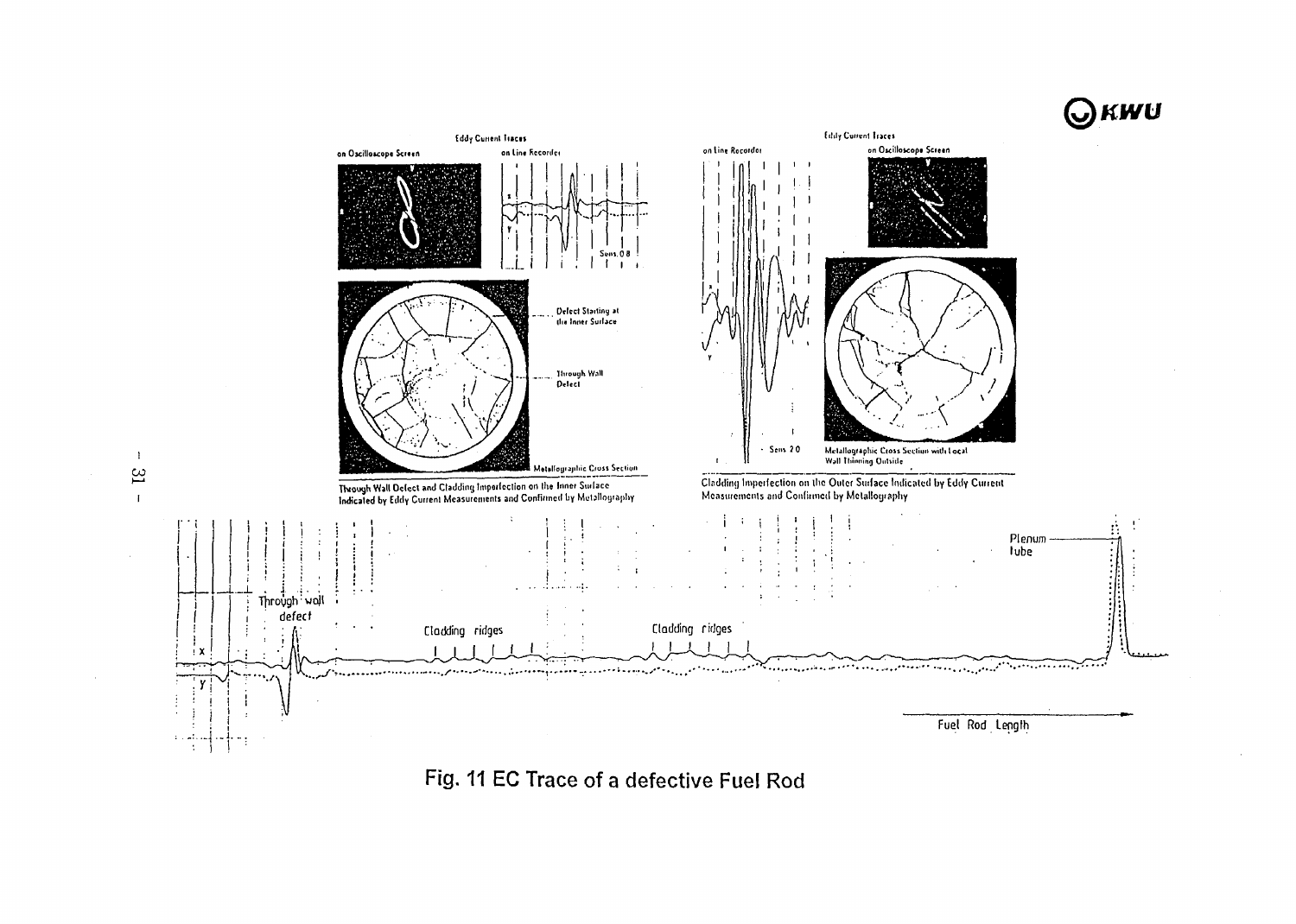Fig. 11 EC Trace of a defective Fuel Rod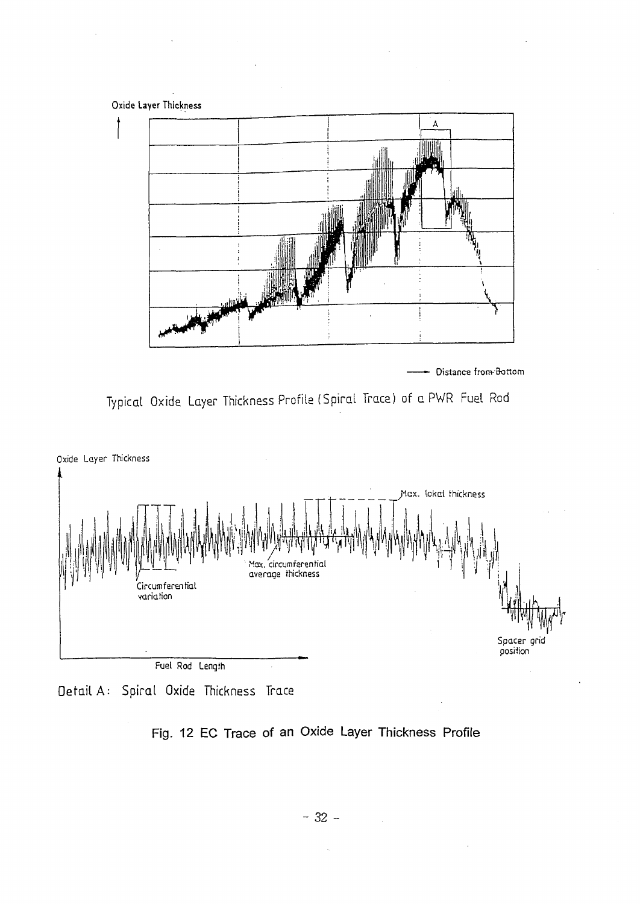Oxide Layer Thickness

A

Distance from Bottom

Typical Oxide Layer Thickness Profile (Spiral Trace) of a PWR Fuel Rod

Oxide Layer Thickness

Max. lokal thickness

Max. circumferential average thickness

Circumferential variation

Spacer grid position

Fuel Rod Length

Detail A: Spiral Oxide Thickness Trace

Fig. 12 EC Trace of an Oxide Layer Thickness Profile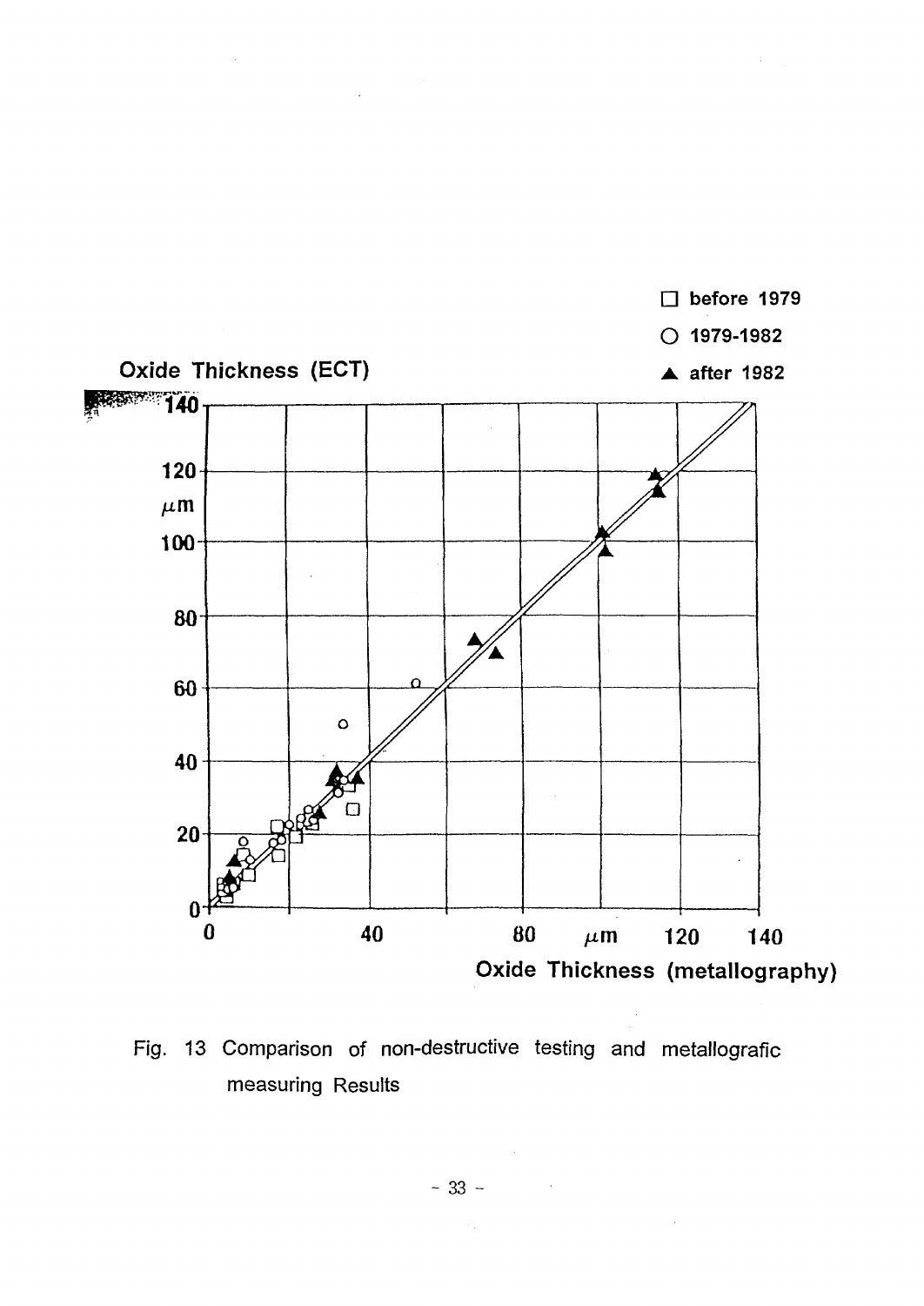Fig. 13 Comparison of non-destructive testing and metallografic measuring Results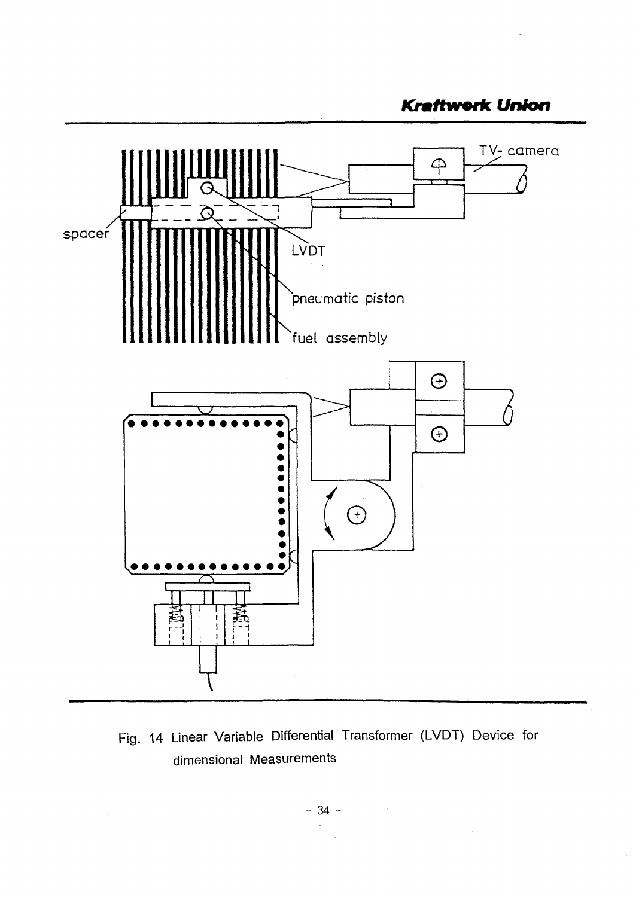Fig. 14 Linear Variable Differential Transformer (LVDT) Device for dimensional Measurements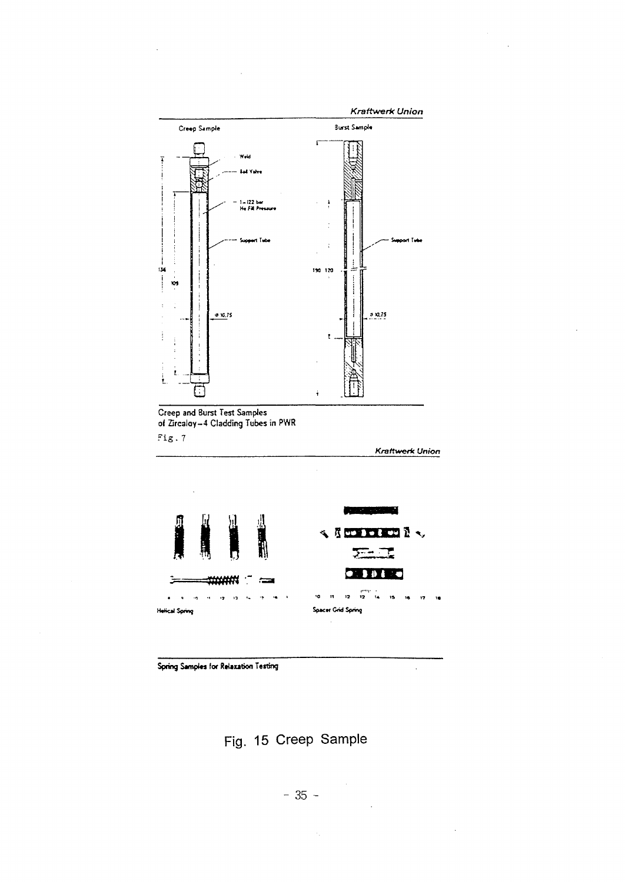Kraftwerk Union

Creep Sample

Weld

End Valve

1 – 122 bar
He Fill Pressure

Support Tube

136

109

⌀ 10.75

Burst Sample

Support Tube

150 120

⌀ 10.75

Creep and Burst Test Samples
of Zircaloy-4 Cladding Tubes in PWR

Fig. 7

Kraftwerk Union

Helical Spring

Spacer Grid Spring

Spring Samples for Relaxation Testing

Fig. 15 Creep Sample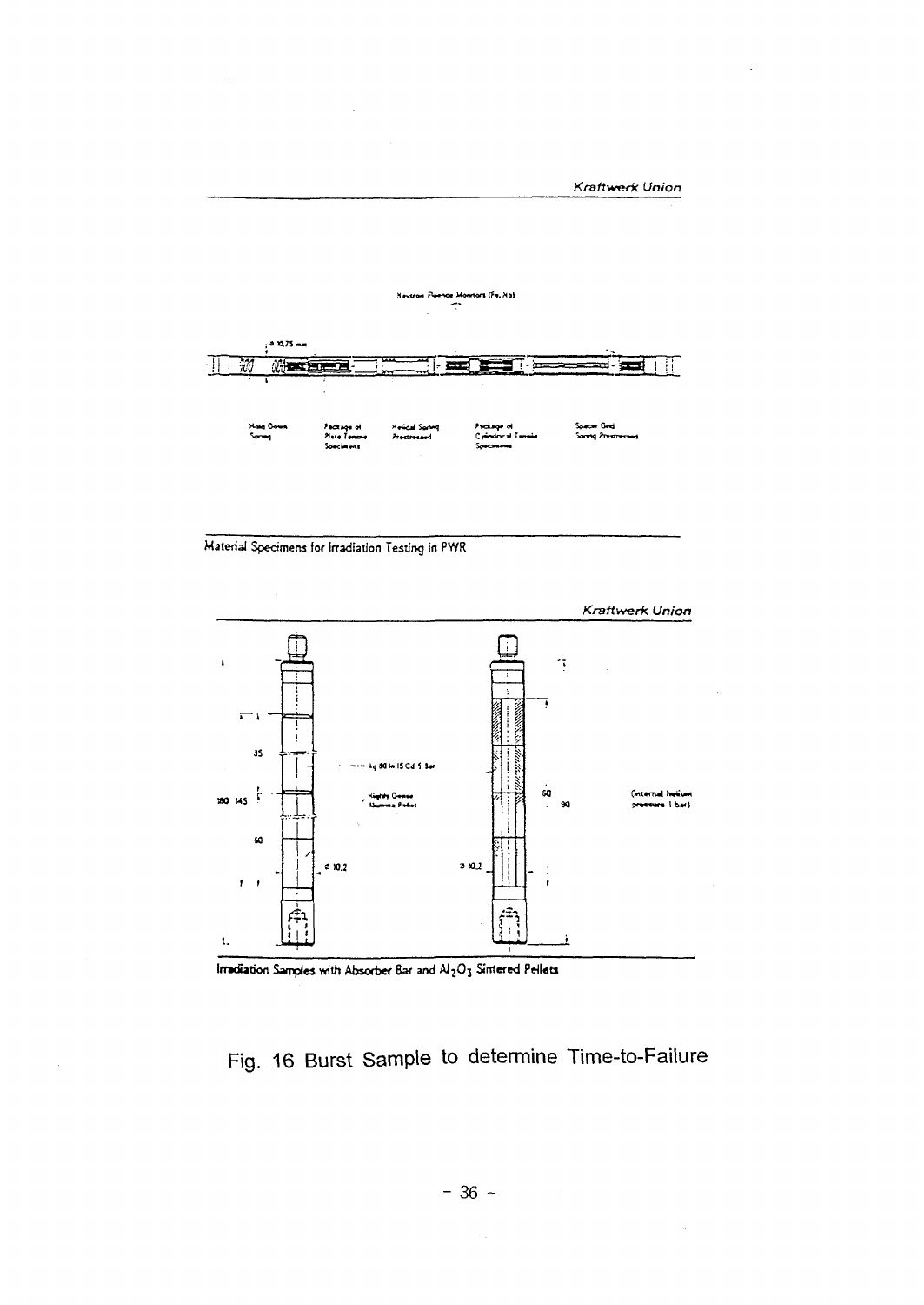Kraftwerk Union

Neutron Fluence Monitors (Fe, Nb)

⌀ 10.75 mm

Hold Down Spring | Package of Plate Tensile Specimens | Helical Spring Prestressed | Package of Cylindrical Tensile Specimens | Spacer Grid Spring Prestressed

Material Specimens for Irradiation Testing in PWR

Kraftwerk Union

35

180 145

60

Ag 80 In 15 Cd 5 Bar

Highly Dense Alumina Pellet

⌀ 10.2

60

90

(internal helium pressure 1 bar)

Irradiation Samples with Absorber Bar and $Al_2O_3$ Sintered Pellets

Fig. 16 Burst Sample to determine Time-to-Failure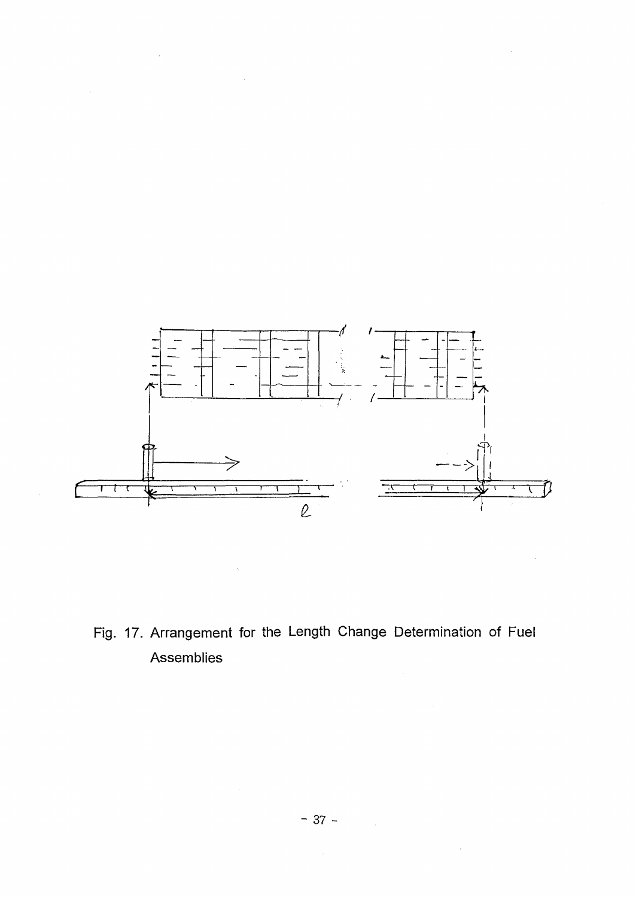Fig. 17. Arrangement for the Length Change Determination of Fuel Assemblies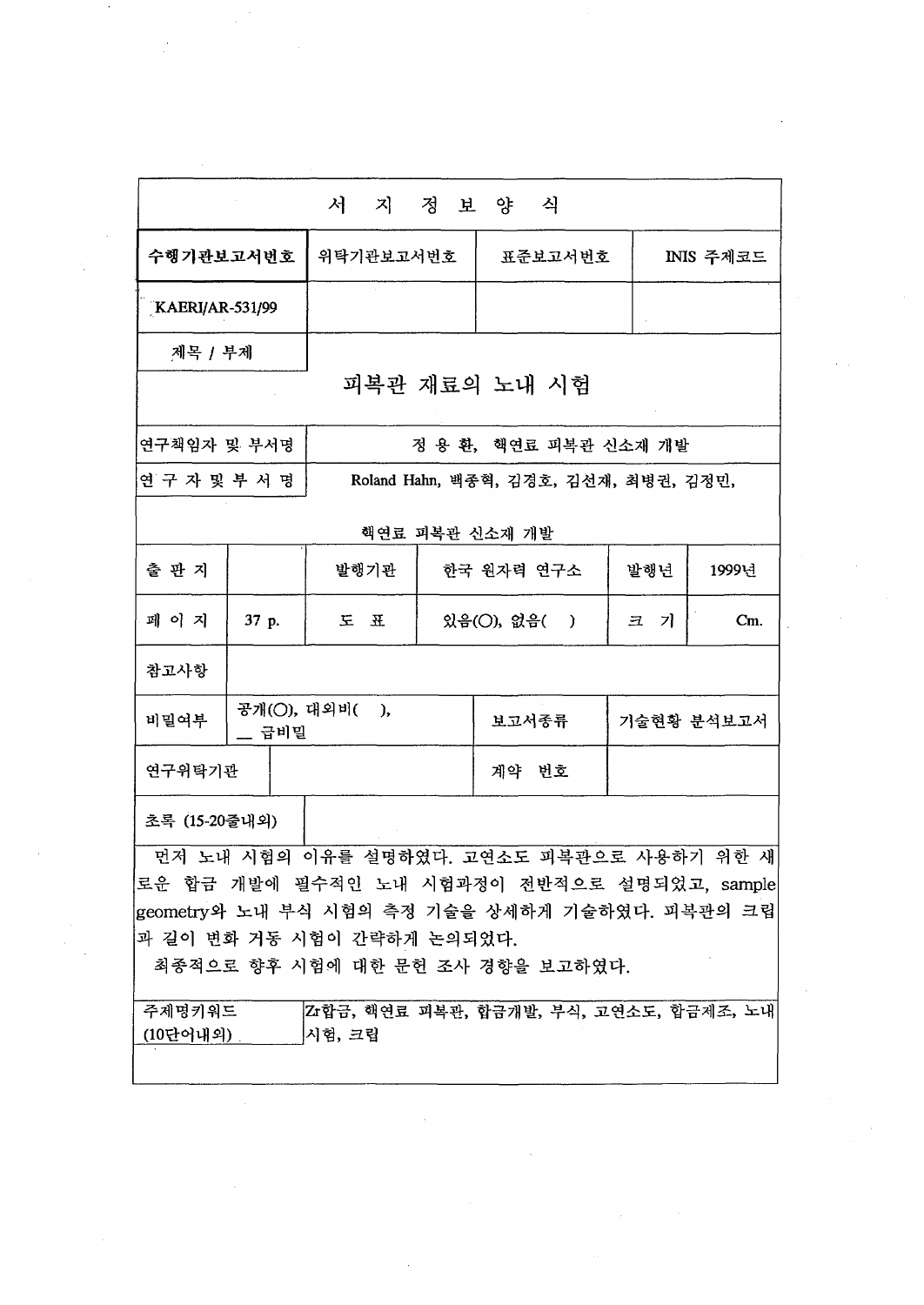# 서 지 정 보 양 식

| 수행기관보고서번호 | 위탁기관보고서번호 | 표준보고서번호 | INIS 주제코드 |
|---|---|---|---|
| KAERI/AR-531/99 | | | |

| 제목 / 부제 | |
|---|---|
| 피복관 재료의 노내 시험 | |

| 연구책임자 및 부서명 | 정 용 환, 핵연료 피복관 신소재 개발 |
|---|---|
| 연 구 자 및 부 서 명 | Roland Hahn, 백종혁, 김경호, 김선재, 최병권, 김정민, 핵연료 피복관 신소재 개발 |

| 출 판 지 | | 발행기관 | 한국 원자력 연구소 | 발행년 | 1999년 |
|---|---|---|---|---|---|
| 페 이 지 | 37 p. | 도 표 | 있음(○), 없음( ) | 크 기 | Cm. |
| 참고사항 | | | | | |

| 비밀여부 | 공개(○), 대외비( ), __ 급비밀 | 보고서종류 | 기술현황 분석보고서 |
|---|---|---|---|
| 연구위탁기관 | | 계약 번호 | |

초록 (15-20줄내외)

먼저 노내 시험의 이유를 설명하였다. 고연소도 피복관으로 사용하기 위한 새로운 합금 개발에 필수적인 노내 시험과정이 전반적으로 설명되었고, sample geometry와 노내 부식 시험의 측정 기술을 상세하게 기술하였다. 피복관의 크립과 길이 변화 거동 시험이 간략하게 논의되었다.

최종적으로 향후 시험에 대한 문헌 조사 경향을 보고하였다.

| 주제명키워드 (10단어내외) | Zr합금, 핵연료 피복관, 합금개발, 부식, 고연소도, 합금제조, 노내 시험, 크립 |
|---|---|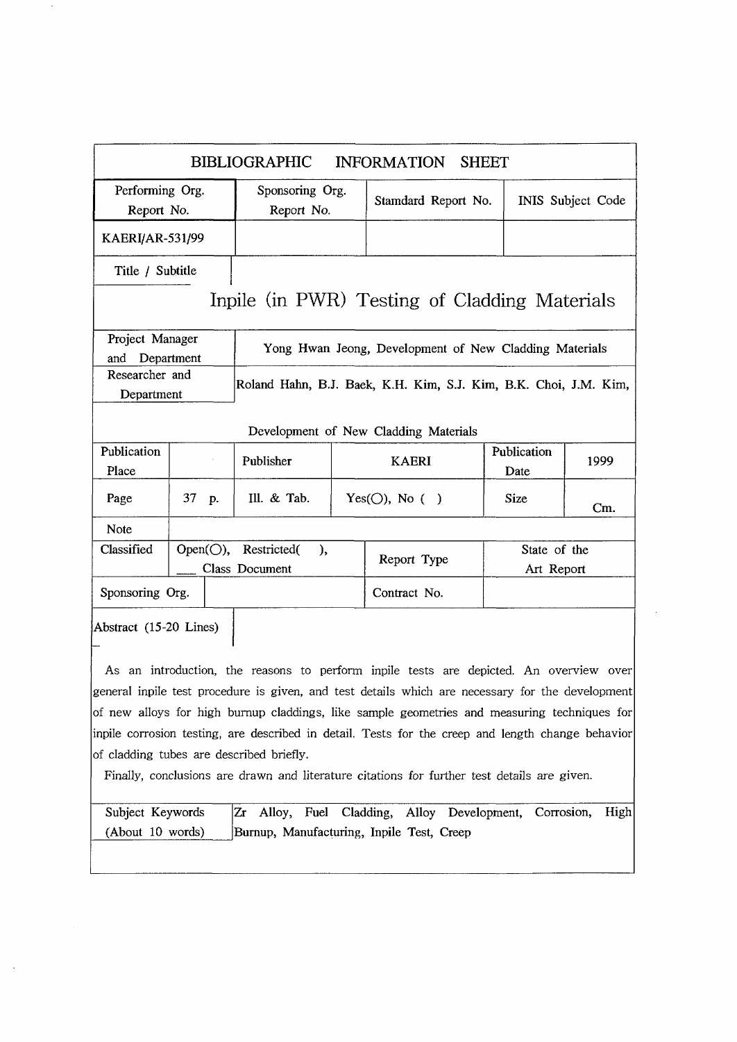# BIBLIOGRAPHIC INFORMATION SHEET

| Performing Org. Report No. | Sponsoring Org. Report No. | Stamdard Report No. | INIS Subject Code |
|---|---|---|---|
| KAERI/AR-531/99 | | | |

| Title / Subtitle | |
|---|---|
| Inpile (in PWR) Testing of Cladding Materials | |

| | |
|---|---|
| Project Manager and Department | Yong Hwan Jeong, Development of New Cladding Materials |
| Researcher and Department | Roland Hahn, B.J. Baek, K.H. Kim, S.J. Kim, B.K. Choi, J.M. Kim, Development of New Cladding Materials |

| | | | | | |
|---|---|---|---|---|---|
| Publication Place | | Publisher | KAERI | Publication Date | 1999 |
| Page | 37 p. | Ill. & Tab. | Yes(○), No ( ) | Size | Cm. |
| Note | | | | | |
| Classified | Open(○), Restricted( ), ___ Class Document | | Report Type | State of the Art Report | |
| Sponsoring Org. | | | Contract No. | | |

Abstract (15-20 Lines)

As an introduction, the reasons to perform inpile tests are depicted. An overview over general inpile test procedure is given, and test details which are necessary for the development of new alloys for high burnup claddings, like sample geometries and measuring techniques for inpile corrosion testing, are described in detail. Tests for the creep and length change behavior of cladding tubes are described briefly.

Finally, conclusions are drawn and literature citations for further test details are given.

| | |
|---|---|
| Subject Keywords (About 10 words) | Zr Alloy, Fuel Cladding, Alloy Development, Corrosion, High Burnup, Manufacturing, Inpile Test, Creep |